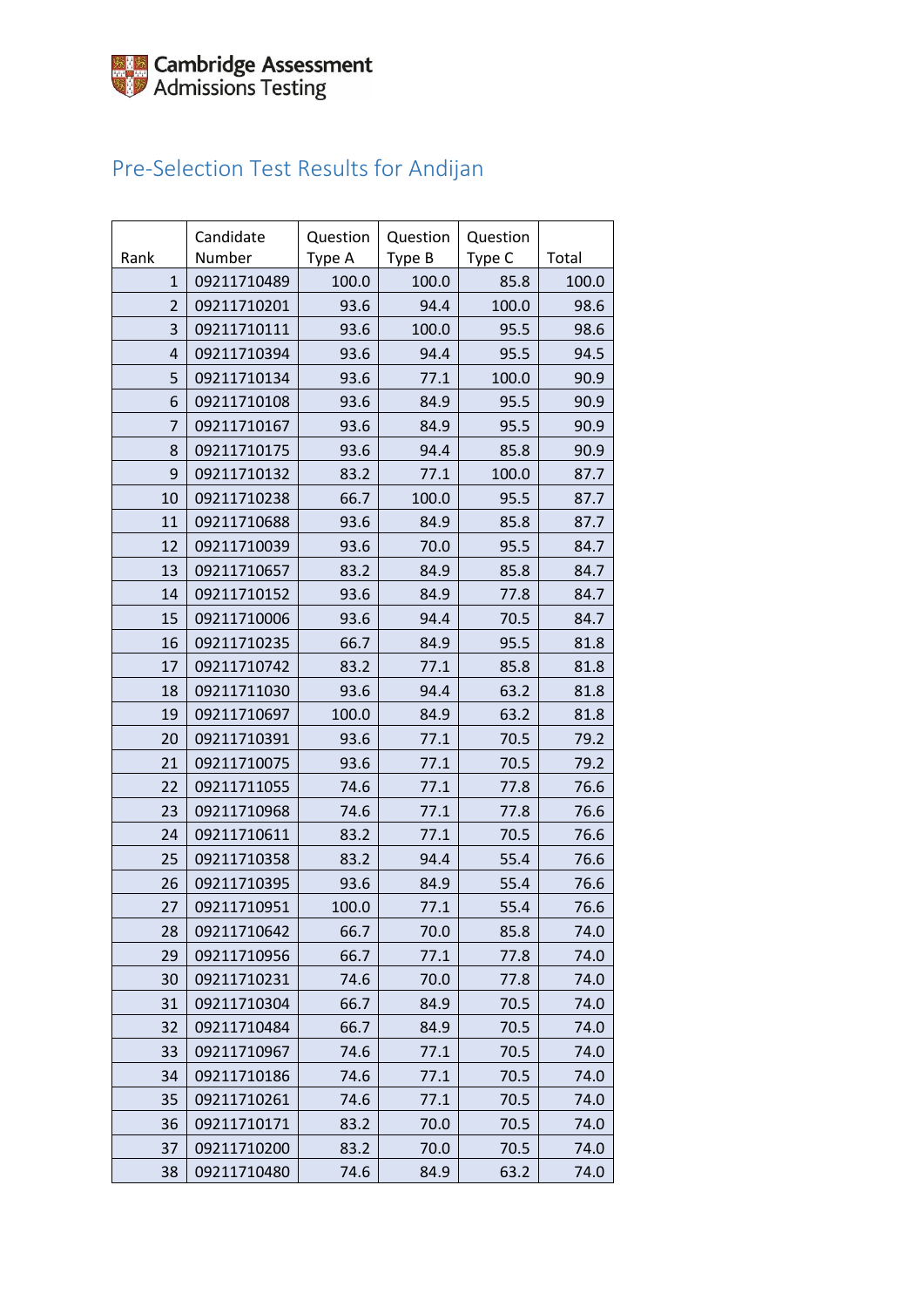Cambridge Assessment
Admissions Testing

# Pre-Selection Test Results for Andijan

| Rank | Candidate Number | Question Type A | Question Type B | Question Type C | Total |
|---|---|---|---|---|---|
| 1 | 09211710489 | 100.0 | 100.0 | 85.8 | 100.0 |
| 2 | 09211710201 | 93.6 | 94.4 | 100.0 | 98.6 |
| 3 | 09211710111 | 93.6 | 100.0 | 95.5 | 98.6 |
| 4 | 09211710394 | 93.6 | 94.4 | 95.5 | 94.5 |
| 5 | 09211710134 | 93.6 | 77.1 | 100.0 | 90.9 |
| 6 | 09211710108 | 93.6 | 84.9 | 95.5 | 90.9 |
| 7 | 09211710167 | 93.6 | 84.9 | 95.5 | 90.9 |
| 8 | 09211710175 | 93.6 | 94.4 | 85.8 | 90.9 |
| 9 | 09211710132 | 83.2 | 77.1 | 100.0 | 87.7 |
| 10 | 09211710238 | 66.7 | 100.0 | 95.5 | 87.7 |
| 11 | 09211710688 | 93.6 | 84.9 | 85.8 | 87.7 |
| 12 | 09211710039 | 93.6 | 70.0 | 95.5 | 84.7 |
| 13 | 09211710657 | 83.2 | 84.9 | 85.8 | 84.7 |
| 14 | 09211710152 | 93.6 | 84.9 | 77.8 | 84.7 |
| 15 | 09211710006 | 93.6 | 94.4 | 70.5 | 84.7 |
| 16 | 09211710235 | 66.7 | 84.9 | 95.5 | 81.8 |
| 17 | 09211710742 | 83.2 | 77.1 | 85.8 | 81.8 |
| 18 | 09211711030 | 93.6 | 94.4 | 63.2 | 81.8 |
| 19 | 09211710697 | 100.0 | 84.9 | 63.2 | 81.8 |
| 20 | 09211710391 | 93.6 | 77.1 | 70.5 | 79.2 |
| 21 | 09211710075 | 93.6 | 77.1 | 70.5 | 79.2 |
| 22 | 09211711055 | 74.6 | 77.1 | 77.8 | 76.6 |
| 23 | 09211710968 | 74.6 | 77.1 | 77.8 | 76.6 |
| 24 | 09211710611 | 83.2 | 77.1 | 70.5 | 76.6 |
| 25 | 09211710358 | 83.2 | 94.4 | 55.4 | 76.6 |
| 26 | 09211710395 | 93.6 | 84.9 | 55.4 | 76.6 |
| 27 | 09211710951 | 100.0 | 77.1 | 55.4 | 76.6 |
| 28 | 09211710642 | 66.7 | 70.0 | 85.8 | 74.0 |
| 29 | 09211710956 | 66.7 | 77.1 | 77.8 | 74.0 |
| 30 | 09211710231 | 74.6 | 70.0 | 77.8 | 74.0 |
| 31 | 09211710304 | 66.7 | 84.9 | 70.5 | 74.0 |
| 32 | 09211710484 | 66.7 | 84.9 | 70.5 | 74.0 |
| 33 | 09211710967 | 74.6 | 77.1 | 70.5 | 74.0 |
| 34 | 09211710186 | 74.6 | 77.1 | 70.5 | 74.0 |
| 35 | 09211710261 | 74.6 | 77.1 | 70.5 | 74.0 |
| 36 | 09211710171 | 83.2 | 70.0 | 70.5 | 74.0 |
| 37 | 09211710200 | 83.2 | 70.0 | 70.5 | 74.0 |
| 38 | 09211710480 | 74.6 | 84.9 | 63.2 | 74.0 |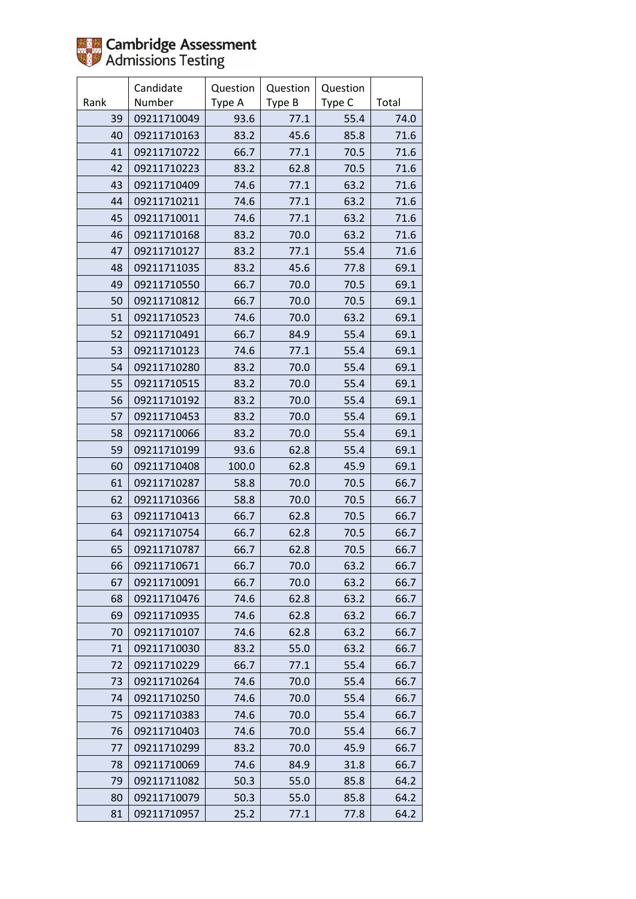| Rank | Candidate Number | Question Type A | Question Type B | Question Type C | Total |
|---|---|---|---|---|---|
| 39 | 09211710049 | 93.6 | 77.1 | 55.4 | 74.0 |
| 40 | 09211710163 | 83.2 | 45.6 | 85.8 | 71.6 |
| 41 | 09211710722 | 66.7 | 77.1 | 70.5 | 71.6 |
| 42 | 09211710223 | 83.2 | 62.8 | 70.5 | 71.6 |
| 43 | 09211710409 | 74.6 | 77.1 | 63.2 | 71.6 |
| 44 | 09211710211 | 74.6 | 77.1 | 63.2 | 71.6 |
| 45 | 09211710011 | 74.6 | 77.1 | 63.2 | 71.6 |
| 46 | 09211710168 | 83.2 | 70.0 | 63.2 | 71.6 |
| 47 | 09211710127 | 83.2 | 77.1 | 55.4 | 71.6 |
| 48 | 09211711035 | 83.2 | 45.6 | 77.8 | 69.1 |
| 49 | 09211710550 | 66.7 | 70.0 | 70.5 | 69.1 |
| 50 | 09211710812 | 66.7 | 70.0 | 70.5 | 69.1 |
| 51 | 09211710523 | 74.6 | 70.0 | 63.2 | 69.1 |
| 52 | 09211710491 | 66.7 | 84.9 | 55.4 | 69.1 |
| 53 | 09211710123 | 74.6 | 77.1 | 55.4 | 69.1 |
| 54 | 09211710280 | 83.2 | 70.0 | 55.4 | 69.1 |
| 55 | 09211710515 | 83.2 | 70.0 | 55.4 | 69.1 |
| 56 | 09211710192 | 83.2 | 70.0 | 55.4 | 69.1 |
| 57 | 09211710453 | 83.2 | 70.0 | 55.4 | 69.1 |
| 58 | 09211710066 | 83.2 | 70.0 | 55.4 | 69.1 |
| 59 | 09211710199 | 93.6 | 62.8 | 55.4 | 69.1 |
| 60 | 09211710408 | 100.0 | 62.8 | 45.9 | 69.1 |
| 61 | 09211710287 | 58.8 | 70.0 | 70.5 | 66.7 |
| 62 | 09211710366 | 58.8 | 70.0 | 70.5 | 66.7 |
| 63 | 09211710413 | 66.7 | 62.8 | 70.5 | 66.7 |
| 64 | 09211710754 | 66.7 | 62.8 | 70.5 | 66.7 |
| 65 | 09211710787 | 66.7 | 62.8 | 70.5 | 66.7 |
| 66 | 09211710671 | 66.7 | 70.0 | 63.2 | 66.7 |
| 67 | 09211710091 | 66.7 | 70.0 | 63.2 | 66.7 |
| 68 | 09211710476 | 74.6 | 62.8 | 63.2 | 66.7 |
| 69 | 09211710935 | 74.6 | 62.8 | 63.2 | 66.7 |
| 70 | 09211710107 | 74.6 | 62.8 | 63.2 | 66.7 |
| 71 | 09211710030 | 83.2 | 55.0 | 63.2 | 66.7 |
| 72 | 09211710229 | 66.7 | 77.1 | 55.4 | 66.7 |
| 73 | 09211710264 | 74.6 | 70.0 | 55.4 | 66.7 |
| 74 | 09211710250 | 74.6 | 70.0 | 55.4 | 66.7 |
| 75 | 09211710383 | 74.6 | 70.0 | 55.4 | 66.7 |
| 76 | 09211710403 | 74.6 | 70.0 | 55.4 | 66.7 |
| 77 | 09211710299 | 83.2 | 70.0 | 45.9 | 66.7 |
| 78 | 09211710069 | 74.6 | 84.9 | 31.8 | 66.7 |
| 79 | 09211711082 | 50.3 | 55.0 | 85.8 | 64.2 |
| 80 | 09211710079 | 50.3 | 55.0 | 85.8 | 64.2 |
| 81 | 09211710957 | 25.2 | 77.1 | 77.8 | 64.2 |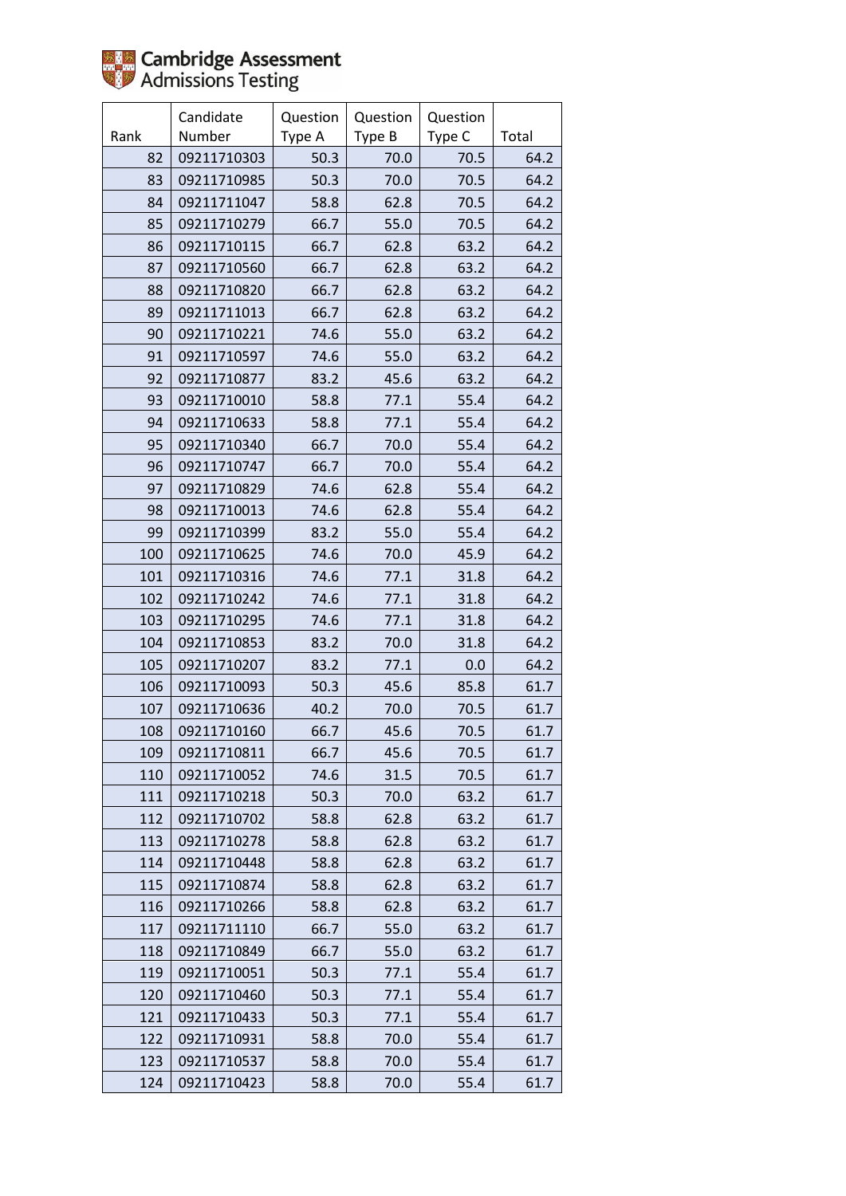Cambridge Assessment Admissions Testing

| Rank | Candidate Number | Question Type A | Question Type B | Question Type C | Total |
|---|---|---|---|---|---|
| 82 | 09211710303 | 50.3 | 70.0 | 70.5 | 64.2 |
| 83 | 09211710985 | 50.3 | 70.0 | 70.5 | 64.2 |
| 84 | 09211711047 | 58.8 | 62.8 | 70.5 | 64.2 |
| 85 | 09211710279 | 66.7 | 55.0 | 70.5 | 64.2 |
| 86 | 09211710115 | 66.7 | 62.8 | 63.2 | 64.2 |
| 87 | 09211710560 | 66.7 | 62.8 | 63.2 | 64.2 |
| 88 | 09211710820 | 66.7 | 62.8 | 63.2 | 64.2 |
| 89 | 09211711013 | 66.7 | 62.8 | 63.2 | 64.2 |
| 90 | 09211710221 | 74.6 | 55.0 | 63.2 | 64.2 |
| 91 | 09211710597 | 74.6 | 55.0 | 63.2 | 64.2 |
| 92 | 09211710877 | 83.2 | 45.6 | 63.2 | 64.2 |
| 93 | 09211710010 | 58.8 | 77.1 | 55.4 | 64.2 |
| 94 | 09211710633 | 58.8 | 77.1 | 55.4 | 64.2 |
| 95 | 09211710340 | 66.7 | 70.0 | 55.4 | 64.2 |
| 96 | 09211710747 | 66.7 | 70.0 | 55.4 | 64.2 |
| 97 | 09211710829 | 74.6 | 62.8 | 55.4 | 64.2 |
| 98 | 09211710013 | 74.6 | 62.8 | 55.4 | 64.2 |
| 99 | 09211710399 | 83.2 | 55.0 | 55.4 | 64.2 |
| 100 | 09211710625 | 74.6 | 70.0 | 45.9 | 64.2 |
| 101 | 09211710316 | 74.6 | 77.1 | 31.8 | 64.2 |
| 102 | 09211710242 | 74.6 | 77.1 | 31.8 | 64.2 |
| 103 | 09211710295 | 74.6 | 77.1 | 31.8 | 64.2 |
| 104 | 09211710853 | 83.2 | 70.0 | 31.8 | 64.2 |
| 105 | 09211710207 | 83.2 | 77.1 | 0.0 | 64.2 |
| 106 | 09211710093 | 50.3 | 45.6 | 85.8 | 61.7 |
| 107 | 09211710636 | 40.2 | 70.0 | 70.5 | 61.7 |
| 108 | 09211710160 | 66.7 | 45.6 | 70.5 | 61.7 |
| 109 | 09211710811 | 66.7 | 45.6 | 70.5 | 61.7 |
| 110 | 09211710052 | 74.6 | 31.5 | 70.5 | 61.7 |
| 111 | 09211710218 | 50.3 | 70.0 | 63.2 | 61.7 |
| 112 | 09211710702 | 58.8 | 62.8 | 63.2 | 61.7 |
| 113 | 09211710278 | 58.8 | 62.8 | 63.2 | 61.7 |
| 114 | 09211710448 | 58.8 | 62.8 | 63.2 | 61.7 |
| 115 | 09211710874 | 58.8 | 62.8 | 63.2 | 61.7 |
| 116 | 09211710266 | 58.8 | 62.8 | 63.2 | 61.7 |
| 117 | 09211711110 | 66.7 | 55.0 | 63.2 | 61.7 |
| 118 | 09211710849 | 66.7 | 55.0 | 63.2 | 61.7 |
| 119 | 09211710051 | 50.3 | 77.1 | 55.4 | 61.7 |
| 120 | 09211710460 | 50.3 | 77.1 | 55.4 | 61.7 |
| 121 | 09211710433 | 50.3 | 77.1 | 55.4 | 61.7 |
| 122 | 09211710931 | 58.8 | 70.0 | 55.4 | 61.7 |
| 123 | 09211710537 | 58.8 | 70.0 | 55.4 | 61.7 |
| 124 | 09211710423 | 58.8 | 70.0 | 55.4 | 61.7 |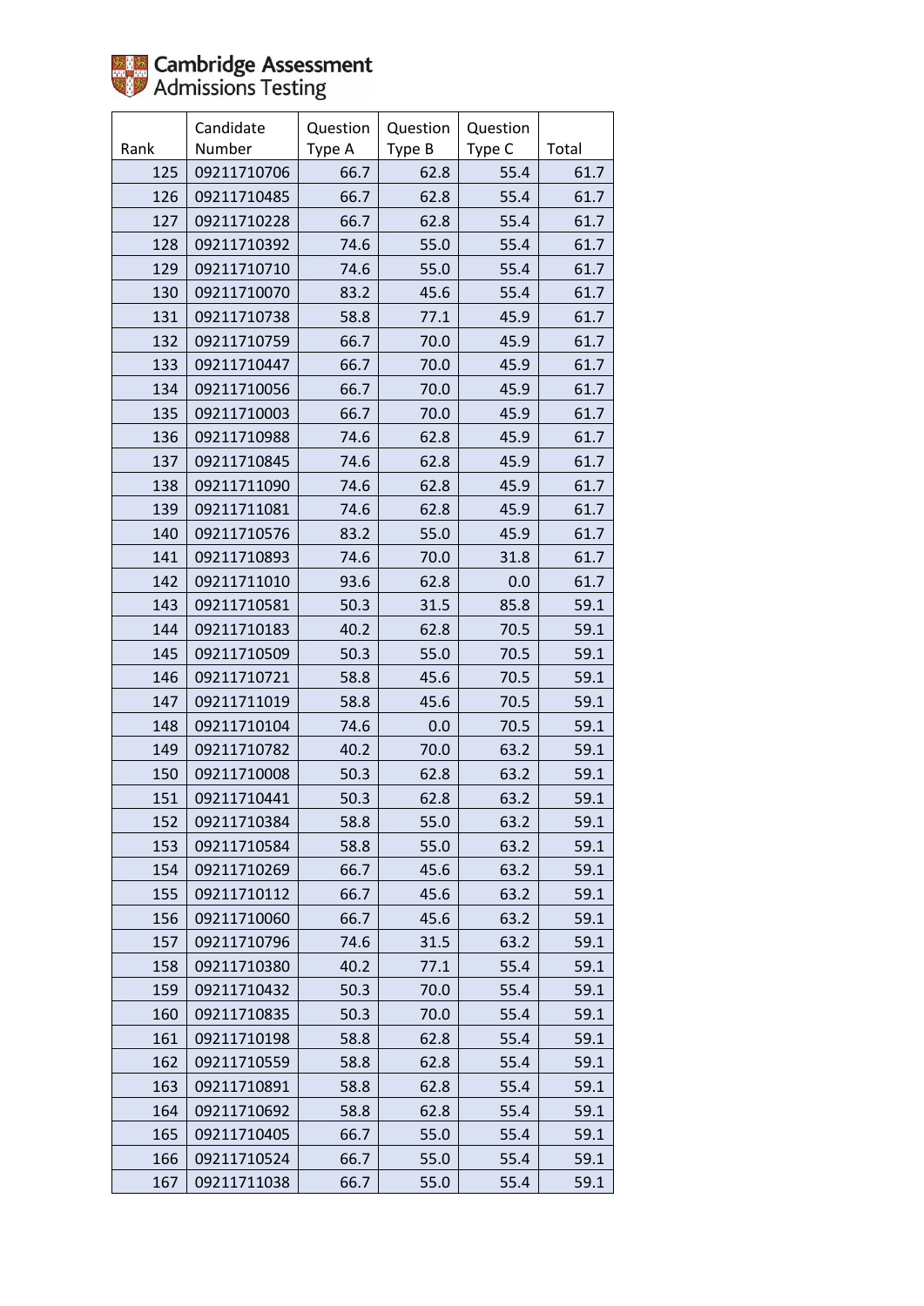Cambridge Assessment
Admissions Testing

| Rank | Candidate Number | Question Type A | Question Type B | Question Type C | Total |
|---|---|---|---|---|---|
| 125 | 09211710706 | 66.7 | 62.8 | 55.4 | 61.7 |
| 126 | 09211710485 | 66.7 | 62.8 | 55.4 | 61.7 |
| 127 | 09211710228 | 66.7 | 62.8 | 55.4 | 61.7 |
| 128 | 09211710392 | 74.6 | 55.0 | 55.4 | 61.7 |
| 129 | 09211710710 | 74.6 | 55.0 | 55.4 | 61.7 |
| 130 | 09211710070 | 83.2 | 45.6 | 55.4 | 61.7 |
| 131 | 09211710738 | 58.8 | 77.1 | 45.9 | 61.7 |
| 132 | 09211710759 | 66.7 | 70.0 | 45.9 | 61.7 |
| 133 | 09211710447 | 66.7 | 70.0 | 45.9 | 61.7 |
| 134 | 09211710056 | 66.7 | 70.0 | 45.9 | 61.7 |
| 135 | 09211710003 | 66.7 | 70.0 | 45.9 | 61.7 |
| 136 | 09211710988 | 74.6 | 62.8 | 45.9 | 61.7 |
| 137 | 09211710845 | 74.6 | 62.8 | 45.9 | 61.7 |
| 138 | 09211711090 | 74.6 | 62.8 | 45.9 | 61.7 |
| 139 | 09211711081 | 74.6 | 62.8 | 45.9 | 61.7 |
| 140 | 09211710576 | 83.2 | 55.0 | 45.9 | 61.7 |
| 141 | 09211710893 | 74.6 | 70.0 | 31.8 | 61.7 |
| 142 | 09211711010 | 93.6 | 62.8 | 0.0 | 61.7 |
| 143 | 09211710581 | 50.3 | 31.5 | 85.8 | 59.1 |
| 144 | 09211710183 | 40.2 | 62.8 | 70.5 | 59.1 |
| 145 | 09211710509 | 50.3 | 55.0 | 70.5 | 59.1 |
| 146 | 09211710721 | 58.8 | 45.6 | 70.5 | 59.1 |
| 147 | 09211711019 | 58.8 | 45.6 | 70.5 | 59.1 |
| 148 | 09211710104 | 74.6 | 0.0 | 70.5 | 59.1 |
| 149 | 09211710782 | 40.2 | 70.0 | 63.2 | 59.1 |
| 150 | 09211710008 | 50.3 | 62.8 | 63.2 | 59.1 |
| 151 | 09211710441 | 50.3 | 62.8 | 63.2 | 59.1 |
| 152 | 09211710384 | 58.8 | 55.0 | 63.2 | 59.1 |
| 153 | 09211710584 | 58.8 | 55.0 | 63.2 | 59.1 |
| 154 | 09211710269 | 66.7 | 45.6 | 63.2 | 59.1 |
| 155 | 09211710112 | 66.7 | 45.6 | 63.2 | 59.1 |
| 156 | 09211710060 | 66.7 | 45.6 | 63.2 | 59.1 |
| 157 | 09211710796 | 74.6 | 31.5 | 63.2 | 59.1 |
| 158 | 09211710380 | 40.2 | 77.1 | 55.4 | 59.1 |
| 159 | 09211710432 | 50.3 | 70.0 | 55.4 | 59.1 |
| 160 | 09211710835 | 50.3 | 70.0 | 55.4 | 59.1 |
| 161 | 09211710198 | 58.8 | 62.8 | 55.4 | 59.1 |
| 162 | 09211710559 | 58.8 | 62.8 | 55.4 | 59.1 |
| 163 | 09211710891 | 58.8 | 62.8 | 55.4 | 59.1 |
| 164 | 09211710692 | 58.8 | 62.8 | 55.4 | 59.1 |
| 165 | 09211710405 | 66.7 | 55.0 | 55.4 | 59.1 |
| 166 | 09211710524 | 66.7 | 55.0 | 55.4 | 59.1 |
| 167 | 09211711038 | 66.7 | 55.0 | 55.4 | 59.1 |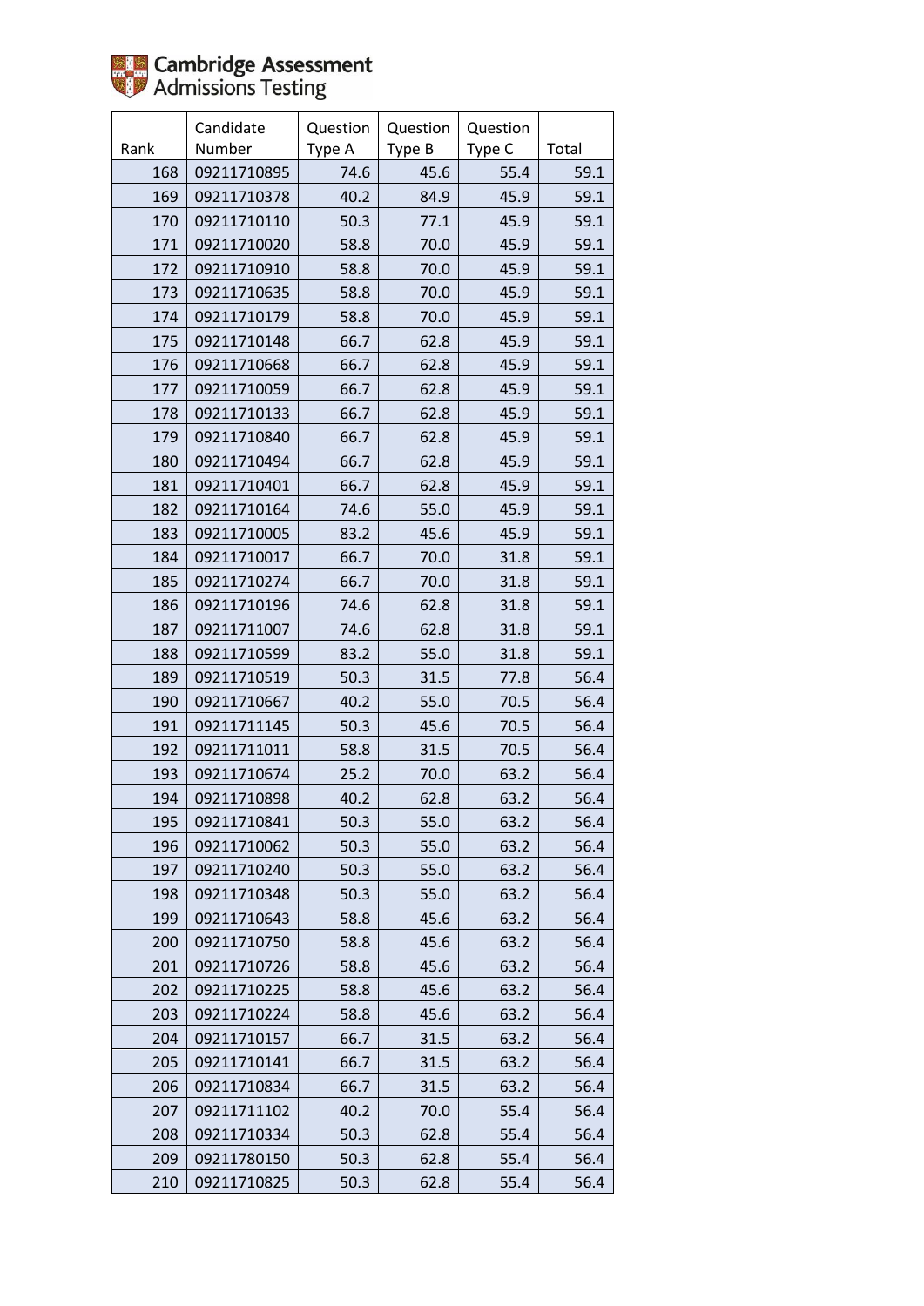| Rank | Candidate Number | Question Type A | Question Type B | Question Type C | Total |
|---|---|---|---|---|---|
| 168 | 09211710895 | 74.6 | 45.6 | 55.4 | 59.1 |
| 169 | 09211710378 | 40.2 | 84.9 | 45.9 | 59.1 |
| 170 | 09211710110 | 50.3 | 77.1 | 45.9 | 59.1 |
| 171 | 09211710020 | 58.8 | 70.0 | 45.9 | 59.1 |
| 172 | 09211710910 | 58.8 | 70.0 | 45.9 | 59.1 |
| 173 | 09211710635 | 58.8 | 70.0 | 45.9 | 59.1 |
| 174 | 09211710179 | 58.8 | 70.0 | 45.9 | 59.1 |
| 175 | 09211710148 | 66.7 | 62.8 | 45.9 | 59.1 |
| 176 | 09211710668 | 66.7 | 62.8 | 45.9 | 59.1 |
| 177 | 09211710059 | 66.7 | 62.8 | 45.9 | 59.1 |
| 178 | 09211710133 | 66.7 | 62.8 | 45.9 | 59.1 |
| 179 | 09211710840 | 66.7 | 62.8 | 45.9 | 59.1 |
| 180 | 09211710494 | 66.7 | 62.8 | 45.9 | 59.1 |
| 181 | 09211710401 | 66.7 | 62.8 | 45.9 | 59.1 |
| 182 | 09211710164 | 74.6 | 55.0 | 45.9 | 59.1 |
| 183 | 09211710005 | 83.2 | 45.6 | 45.9 | 59.1 |
| 184 | 09211710017 | 66.7 | 70.0 | 31.8 | 59.1 |
| 185 | 09211710274 | 66.7 | 70.0 | 31.8 | 59.1 |
| 186 | 09211710196 | 74.6 | 62.8 | 31.8 | 59.1 |
| 187 | 09211711007 | 74.6 | 62.8 | 31.8 | 59.1 |
| 188 | 09211710599 | 83.2 | 55.0 | 31.8 | 59.1 |
| 189 | 09211710519 | 50.3 | 31.5 | 77.8 | 56.4 |
| 190 | 09211710667 | 40.2 | 55.0 | 70.5 | 56.4 |
| 191 | 09211711145 | 50.3 | 45.6 | 70.5 | 56.4 |
| 192 | 09211711011 | 58.8 | 31.5 | 70.5 | 56.4 |
| 193 | 09211710674 | 25.2 | 70.0 | 63.2 | 56.4 |
| 194 | 09211710898 | 40.2 | 62.8 | 63.2 | 56.4 |
| 195 | 09211710841 | 50.3 | 55.0 | 63.2 | 56.4 |
| 196 | 09211710062 | 50.3 | 55.0 | 63.2 | 56.4 |
| 197 | 09211710240 | 50.3 | 55.0 | 63.2 | 56.4 |
| 198 | 09211710348 | 50.3 | 55.0 | 63.2 | 56.4 |
| 199 | 09211710643 | 58.8 | 45.6 | 63.2 | 56.4 |
| 200 | 09211710750 | 58.8 | 45.6 | 63.2 | 56.4 |
| 201 | 09211710726 | 58.8 | 45.6 | 63.2 | 56.4 |
| 202 | 09211710225 | 58.8 | 45.6 | 63.2 | 56.4 |
| 203 | 09211710224 | 58.8 | 45.6 | 63.2 | 56.4 |
| 204 | 09211710157 | 66.7 | 31.5 | 63.2 | 56.4 |
| 205 | 09211710141 | 66.7 | 31.5 | 63.2 | 56.4 |
| 206 | 09211710834 | 66.7 | 31.5 | 63.2 | 56.4 |
| 207 | 09211711102 | 40.2 | 70.0 | 55.4 | 56.4 |
| 208 | 09211710334 | 50.3 | 62.8 | 55.4 | 56.4 |
| 209 | 09211780150 | 50.3 | 62.8 | 55.4 | 56.4 |
| 210 | 09211710825 | 50.3 | 62.8 | 55.4 | 56.4 |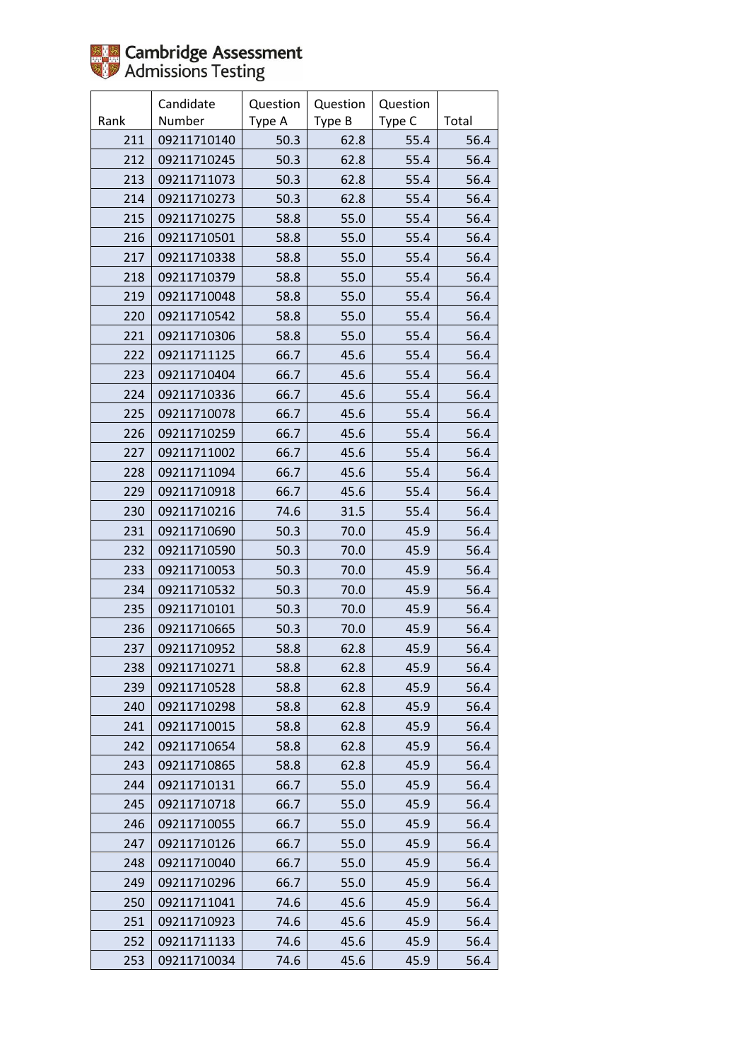Cambridge Assessment Admissions Testing

| Rank | Candidate Number | Question Type A | Question Type B | Question Type C | Total |
|---|---|---|---|---|---|
| 211 | 09211710140 | 50.3 | 62.8 | 55.4 | 56.4 |
| 212 | 09211710245 | 50.3 | 62.8 | 55.4 | 56.4 |
| 213 | 09211711073 | 50.3 | 62.8 | 55.4 | 56.4 |
| 214 | 09211710273 | 50.3 | 62.8 | 55.4 | 56.4 |
| 215 | 09211710275 | 58.8 | 55.0 | 55.4 | 56.4 |
| 216 | 09211710501 | 58.8 | 55.0 | 55.4 | 56.4 |
| 217 | 09211710338 | 58.8 | 55.0 | 55.4 | 56.4 |
| 218 | 09211710379 | 58.8 | 55.0 | 55.4 | 56.4 |
| 219 | 09211710048 | 58.8 | 55.0 | 55.4 | 56.4 |
| 220 | 09211710542 | 58.8 | 55.0 | 55.4 | 56.4 |
| 221 | 09211710306 | 58.8 | 55.0 | 55.4 | 56.4 |
| 222 | 09211711125 | 66.7 | 45.6 | 55.4 | 56.4 |
| 223 | 09211710404 | 66.7 | 45.6 | 55.4 | 56.4 |
| 224 | 09211710336 | 66.7 | 45.6 | 55.4 | 56.4 |
| 225 | 09211710078 | 66.7 | 45.6 | 55.4 | 56.4 |
| 226 | 09211710259 | 66.7 | 45.6 | 55.4 | 56.4 |
| 227 | 09211711002 | 66.7 | 45.6 | 55.4 | 56.4 |
| 228 | 09211711094 | 66.7 | 45.6 | 55.4 | 56.4 |
| 229 | 09211710918 | 66.7 | 45.6 | 55.4 | 56.4 |
| 230 | 09211710216 | 74.6 | 31.5 | 55.4 | 56.4 |
| 231 | 09211710690 | 50.3 | 70.0 | 45.9 | 56.4 |
| 232 | 09211710590 | 50.3 | 70.0 | 45.9 | 56.4 |
| 233 | 09211710053 | 50.3 | 70.0 | 45.9 | 56.4 |
| 234 | 09211710532 | 50.3 | 70.0 | 45.9 | 56.4 |
| 235 | 09211710101 | 50.3 | 70.0 | 45.9 | 56.4 |
| 236 | 09211710665 | 50.3 | 70.0 | 45.9 | 56.4 |
| 237 | 09211710952 | 58.8 | 62.8 | 45.9 | 56.4 |
| 238 | 09211710271 | 58.8 | 62.8 | 45.9 | 56.4 |
| 239 | 09211710528 | 58.8 | 62.8 | 45.9 | 56.4 |
| 240 | 09211710298 | 58.8 | 62.8 | 45.9 | 56.4 |
| 241 | 09211710015 | 58.8 | 62.8 | 45.9 | 56.4 |
| 242 | 09211710654 | 58.8 | 62.8 | 45.9 | 56.4 |
| 243 | 09211710865 | 58.8 | 62.8 | 45.9 | 56.4 |
| 244 | 09211710131 | 66.7 | 55.0 | 45.9 | 56.4 |
| 245 | 09211710718 | 66.7 | 55.0 | 45.9 | 56.4 |
| 246 | 09211710055 | 66.7 | 55.0 | 45.9 | 56.4 |
| 247 | 09211710126 | 66.7 | 55.0 | 45.9 | 56.4 |
| 248 | 09211710040 | 66.7 | 55.0 | 45.9 | 56.4 |
| 249 | 09211710296 | 66.7 | 55.0 | 45.9 | 56.4 |
| 250 | 09211711041 | 74.6 | 45.6 | 45.9 | 56.4 |
| 251 | 09211710923 | 74.6 | 45.6 | 45.9 | 56.4 |
| 252 | 09211711133 | 74.6 | 45.6 | 45.9 | 56.4 |
| 253 | 09211710034 | 74.6 | 45.6 | 45.9 | 56.4 |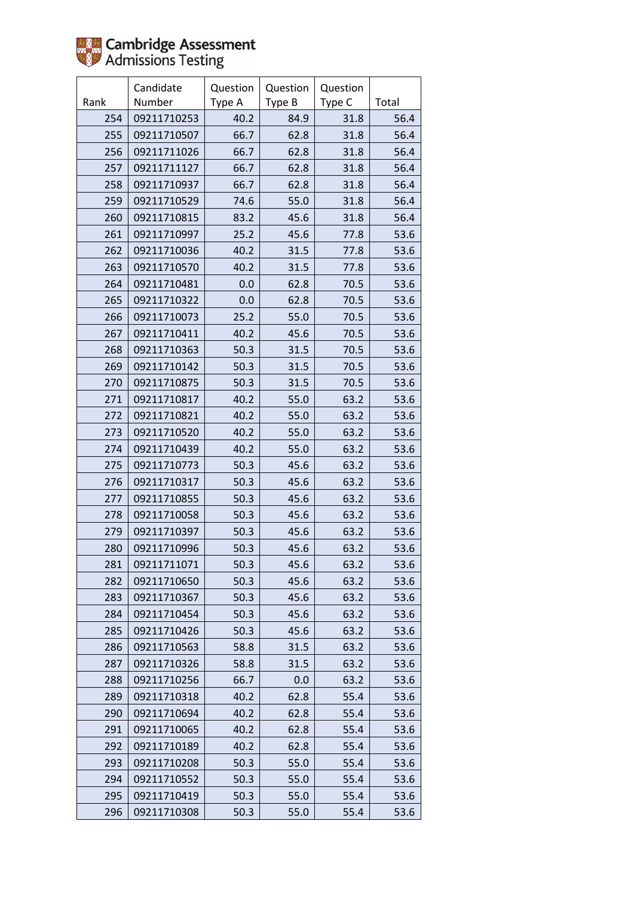Cambridge Assessment Admissions Testing

| Rank | Candidate Number | Question Type A | Question Type B | Question Type C | Total |
|---|---|---|---|---|---|
| 254 | 09211710253 | 40.2 | 84.9 | 31.8 | 56.4 |
| 255 | 09211710507 | 66.7 | 62.8 | 31.8 | 56.4 |
| 256 | 09211711026 | 66.7 | 62.8 | 31.8 | 56.4 |
| 257 | 09211711127 | 66.7 | 62.8 | 31.8 | 56.4 |
| 258 | 09211710937 | 66.7 | 62.8 | 31.8 | 56.4 |
| 259 | 09211710529 | 74.6 | 55.0 | 31.8 | 56.4 |
| 260 | 09211710815 | 83.2 | 45.6 | 31.8 | 56.4 |
| 261 | 09211710997 | 25.2 | 45.6 | 77.8 | 53.6 |
| 262 | 09211710036 | 40.2 | 31.5 | 77.8 | 53.6 |
| 263 | 09211710570 | 40.2 | 31.5 | 77.8 | 53.6 |
| 264 | 09211710481 | 0.0 | 62.8 | 70.5 | 53.6 |
| 265 | 09211710322 | 0.0 | 62.8 | 70.5 | 53.6 |
| 266 | 09211710073 | 25.2 | 55.0 | 70.5 | 53.6 |
| 267 | 09211710411 | 40.2 | 45.6 | 70.5 | 53.6 |
| 268 | 09211710363 | 50.3 | 31.5 | 70.5 | 53.6 |
| 269 | 09211710142 | 50.3 | 31.5 | 70.5 | 53.6 |
| 270 | 09211710875 | 50.3 | 31.5 | 70.5 | 53.6 |
| 271 | 09211710817 | 40.2 | 55.0 | 63.2 | 53.6 |
| 272 | 09211710821 | 40.2 | 55.0 | 63.2 | 53.6 |
| 273 | 09211710520 | 40.2 | 55.0 | 63.2 | 53.6 |
| 274 | 09211710439 | 40.2 | 55.0 | 63.2 | 53.6 |
| 275 | 09211710773 | 50.3 | 45.6 | 63.2 | 53.6 |
| 276 | 09211710317 | 50.3 | 45.6 | 63.2 | 53.6 |
| 277 | 09211710855 | 50.3 | 45.6 | 63.2 | 53.6 |
| 278 | 09211710058 | 50.3 | 45.6 | 63.2 | 53.6 |
| 279 | 09211710397 | 50.3 | 45.6 | 63.2 | 53.6 |
| 280 | 09211710996 | 50.3 | 45.6 | 63.2 | 53.6 |
| 281 | 09211711071 | 50.3 | 45.6 | 63.2 | 53.6 |
| 282 | 09211710650 | 50.3 | 45.6 | 63.2 | 53.6 |
| 283 | 09211710367 | 50.3 | 45.6 | 63.2 | 53.6 |
| 284 | 09211710454 | 50.3 | 45.6 | 63.2 | 53.6 |
| 285 | 09211710426 | 50.3 | 45.6 | 63.2 | 53.6 |
| 286 | 09211710563 | 58.8 | 31.5 | 63.2 | 53.6 |
| 287 | 09211710326 | 58.8 | 31.5 | 63.2 | 53.6 |
| 288 | 09211710256 | 66.7 | 0.0 | 63.2 | 53.6 |
| 289 | 09211710318 | 40.2 | 62.8 | 55.4 | 53.6 |
| 290 | 09211710694 | 40.2 | 62.8 | 55.4 | 53.6 |
| 291 | 09211710065 | 40.2 | 62.8 | 55.4 | 53.6 |
| 292 | 09211710189 | 40.2 | 62.8 | 55.4 | 53.6 |
| 293 | 09211710208 | 50.3 | 55.0 | 55.4 | 53.6 |
| 294 | 09211710552 | 50.3 | 55.0 | 55.4 | 53.6 |
| 295 | 09211710419 | 50.3 | 55.0 | 55.4 | 53.6 |
| 296 | 09211710308 | 50.3 | 55.0 | 55.4 | 53.6 |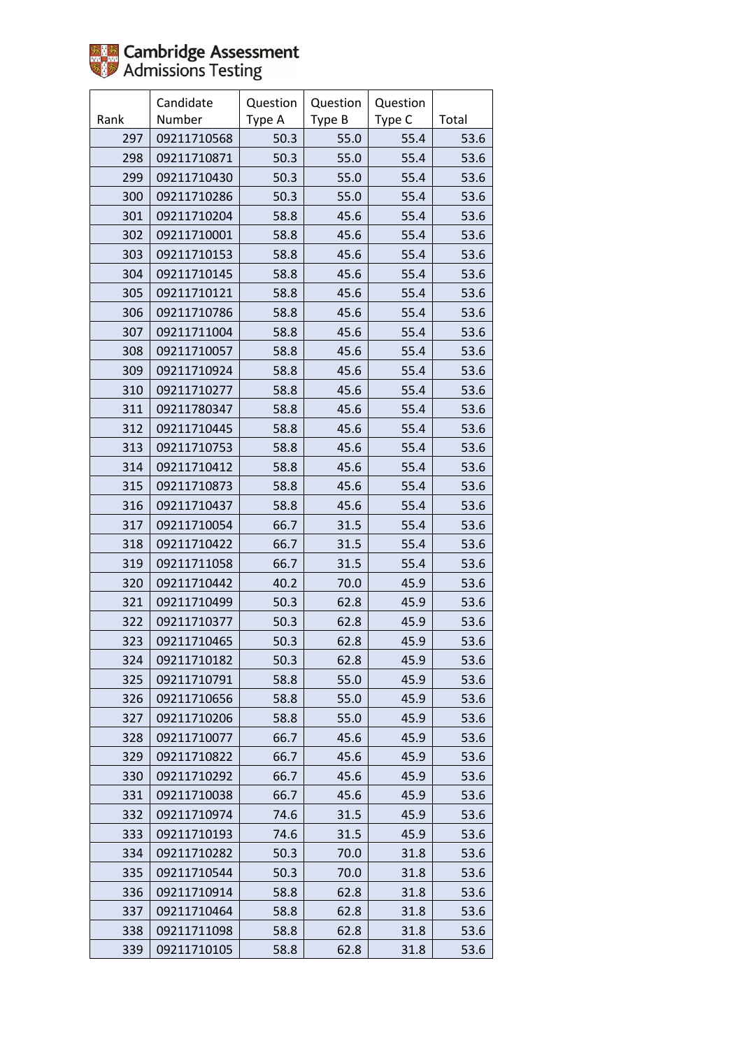| Rank | Candidate Number | Question Type A | Question Type B | Question Type C | Total |
|---|---|---|---|---|---|
| 297 | 09211710568 | 50.3 | 55.0 | 55.4 | 53.6 |
| 298 | 09211710871 | 50.3 | 55.0 | 55.4 | 53.6 |
| 299 | 09211710430 | 50.3 | 55.0 | 55.4 | 53.6 |
| 300 | 09211710286 | 50.3 | 55.0 | 55.4 | 53.6 |
| 301 | 09211710204 | 58.8 | 45.6 | 55.4 | 53.6 |
| 302 | 09211710001 | 58.8 | 45.6 | 55.4 | 53.6 |
| 303 | 09211710153 | 58.8 | 45.6 | 55.4 | 53.6 |
| 304 | 09211710145 | 58.8 | 45.6 | 55.4 | 53.6 |
| 305 | 09211710121 | 58.8 | 45.6 | 55.4 | 53.6 |
| 306 | 09211710786 | 58.8 | 45.6 | 55.4 | 53.6 |
| 307 | 09211711004 | 58.8 | 45.6 | 55.4 | 53.6 |
| 308 | 09211710057 | 58.8 | 45.6 | 55.4 | 53.6 |
| 309 | 09211710924 | 58.8 | 45.6 | 55.4 | 53.6 |
| 310 | 09211710277 | 58.8 | 45.6 | 55.4 | 53.6 |
| 311 | 09211780347 | 58.8 | 45.6 | 55.4 | 53.6 |
| 312 | 09211710445 | 58.8 | 45.6 | 55.4 | 53.6 |
| 313 | 09211710753 | 58.8 | 45.6 | 55.4 | 53.6 |
| 314 | 09211710412 | 58.8 | 45.6 | 55.4 | 53.6 |
| 315 | 09211710873 | 58.8 | 45.6 | 55.4 | 53.6 |
| 316 | 09211710437 | 58.8 | 45.6 | 55.4 | 53.6 |
| 317 | 09211710054 | 66.7 | 31.5 | 55.4 | 53.6 |
| 318 | 09211710422 | 66.7 | 31.5 | 55.4 | 53.6 |
| 319 | 09211711058 | 66.7 | 31.5 | 55.4 | 53.6 |
| 320 | 09211710442 | 40.2 | 70.0 | 45.9 | 53.6 |
| 321 | 09211710499 | 50.3 | 62.8 | 45.9 | 53.6 |
| 322 | 09211710377 | 50.3 | 62.8 | 45.9 | 53.6 |
| 323 | 09211710465 | 50.3 | 62.8 | 45.9 | 53.6 |
| 324 | 09211710182 | 50.3 | 62.8 | 45.9 | 53.6 |
| 325 | 09211710791 | 58.8 | 55.0 | 45.9 | 53.6 |
| 326 | 09211710656 | 58.8 | 55.0 | 45.9 | 53.6 |
| 327 | 09211710206 | 58.8 | 55.0 | 45.9 | 53.6 |
| 328 | 09211710077 | 66.7 | 45.6 | 45.9 | 53.6 |
| 329 | 09211710822 | 66.7 | 45.6 | 45.9 | 53.6 |
| 330 | 09211710292 | 66.7 | 45.6 | 45.9 | 53.6 |
| 331 | 09211710038 | 66.7 | 45.6 | 45.9 | 53.6 |
| 332 | 09211710974 | 74.6 | 31.5 | 45.9 | 53.6 |
| 333 | 09211710193 | 74.6 | 31.5 | 45.9 | 53.6 |
| 334 | 09211710282 | 50.3 | 70.0 | 31.8 | 53.6 |
| 335 | 09211710544 | 50.3 | 70.0 | 31.8 | 53.6 |
| 336 | 09211710914 | 58.8 | 62.8 | 31.8 | 53.6 |
| 337 | 09211710464 | 58.8 | 62.8 | 31.8 | 53.6 |
| 338 | 09211711098 | 58.8 | 62.8 | 31.8 | 53.6 |
| 339 | 09211710105 | 58.8 | 62.8 | 31.8 | 53.6 |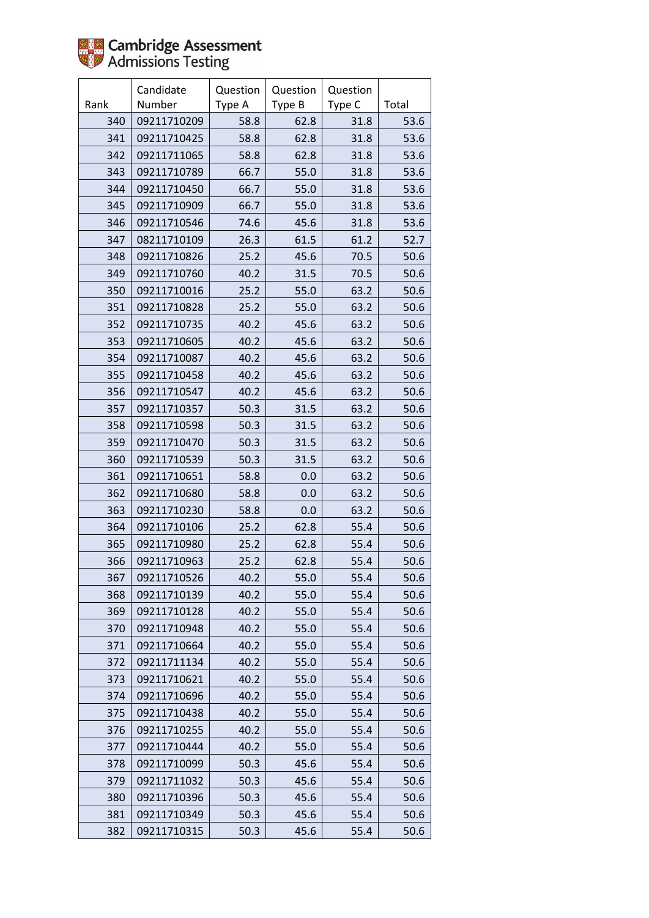| Rank | Candidate Number | Question Type A | Question Type B | Question Type C | Total |
|---|---|---|---|---|---|
| 340 | 09211710209 | 58.8 | 62.8 | 31.8 | 53.6 |
| 341 | 09211710425 | 58.8 | 62.8 | 31.8 | 53.6 |
| 342 | 09211711065 | 58.8 | 62.8 | 31.8 | 53.6 |
| 343 | 09211710789 | 66.7 | 55.0 | 31.8 | 53.6 |
| 344 | 09211710450 | 66.7 | 55.0 | 31.8 | 53.6 |
| 345 | 09211710909 | 66.7 | 55.0 | 31.8 | 53.6 |
| 346 | 09211710546 | 74.6 | 45.6 | 31.8 | 53.6 |
| 347 | 08211710109 | 26.3 | 61.5 | 61.2 | 52.7 |
| 348 | 09211710826 | 25.2 | 45.6 | 70.5 | 50.6 |
| 349 | 09211710760 | 40.2 | 31.5 | 70.5 | 50.6 |
| 350 | 09211710016 | 25.2 | 55.0 | 63.2 | 50.6 |
| 351 | 09211710828 | 25.2 | 55.0 | 63.2 | 50.6 |
| 352 | 09211710735 | 40.2 | 45.6 | 63.2 | 50.6 |
| 353 | 09211710605 | 40.2 | 45.6 | 63.2 | 50.6 |
| 354 | 09211710087 | 40.2 | 45.6 | 63.2 | 50.6 |
| 355 | 09211710458 | 40.2 | 45.6 | 63.2 | 50.6 |
| 356 | 09211710547 | 40.2 | 45.6 | 63.2 | 50.6 |
| 357 | 09211710357 | 50.3 | 31.5 | 63.2 | 50.6 |
| 358 | 09211710598 | 50.3 | 31.5 | 63.2 | 50.6 |
| 359 | 09211710470 | 50.3 | 31.5 | 63.2 | 50.6 |
| 360 | 09211710539 | 50.3 | 31.5 | 63.2 | 50.6 |
| 361 | 09211710651 | 58.8 | 0.0 | 63.2 | 50.6 |
| 362 | 09211710680 | 58.8 | 0.0 | 63.2 | 50.6 |
| 363 | 09211710230 | 58.8 | 0.0 | 63.2 | 50.6 |
| 364 | 09211710106 | 25.2 | 62.8 | 55.4 | 50.6 |
| 365 | 09211710980 | 25.2 | 62.8 | 55.4 | 50.6 |
| 366 | 09211710963 | 25.2 | 62.8 | 55.4 | 50.6 |
| 367 | 09211710526 | 40.2 | 55.0 | 55.4 | 50.6 |
| 368 | 09211710139 | 40.2 | 55.0 | 55.4 | 50.6 |
| 369 | 09211710128 | 40.2 | 55.0 | 55.4 | 50.6 |
| 370 | 09211710948 | 40.2 | 55.0 | 55.4 | 50.6 |
| 371 | 09211710664 | 40.2 | 55.0 | 55.4 | 50.6 |
| 372 | 09211711134 | 40.2 | 55.0 | 55.4 | 50.6 |
| 373 | 09211710621 | 40.2 | 55.0 | 55.4 | 50.6 |
| 374 | 09211710696 | 40.2 | 55.0 | 55.4 | 50.6 |
| 375 | 09211710438 | 40.2 | 55.0 | 55.4 | 50.6 |
| 376 | 09211710255 | 40.2 | 55.0 | 55.4 | 50.6 |
| 377 | 09211710444 | 40.2 | 55.0 | 55.4 | 50.6 |
| 378 | 09211710099 | 50.3 | 45.6 | 55.4 | 50.6 |
| 379 | 09211711032 | 50.3 | 45.6 | 55.4 | 50.6 |
| 380 | 09211710396 | 50.3 | 45.6 | 55.4 | 50.6 |
| 381 | 09211710349 | 50.3 | 45.6 | 55.4 | 50.6 |
| 382 | 09211710315 | 50.3 | 45.6 | 55.4 | 50.6 |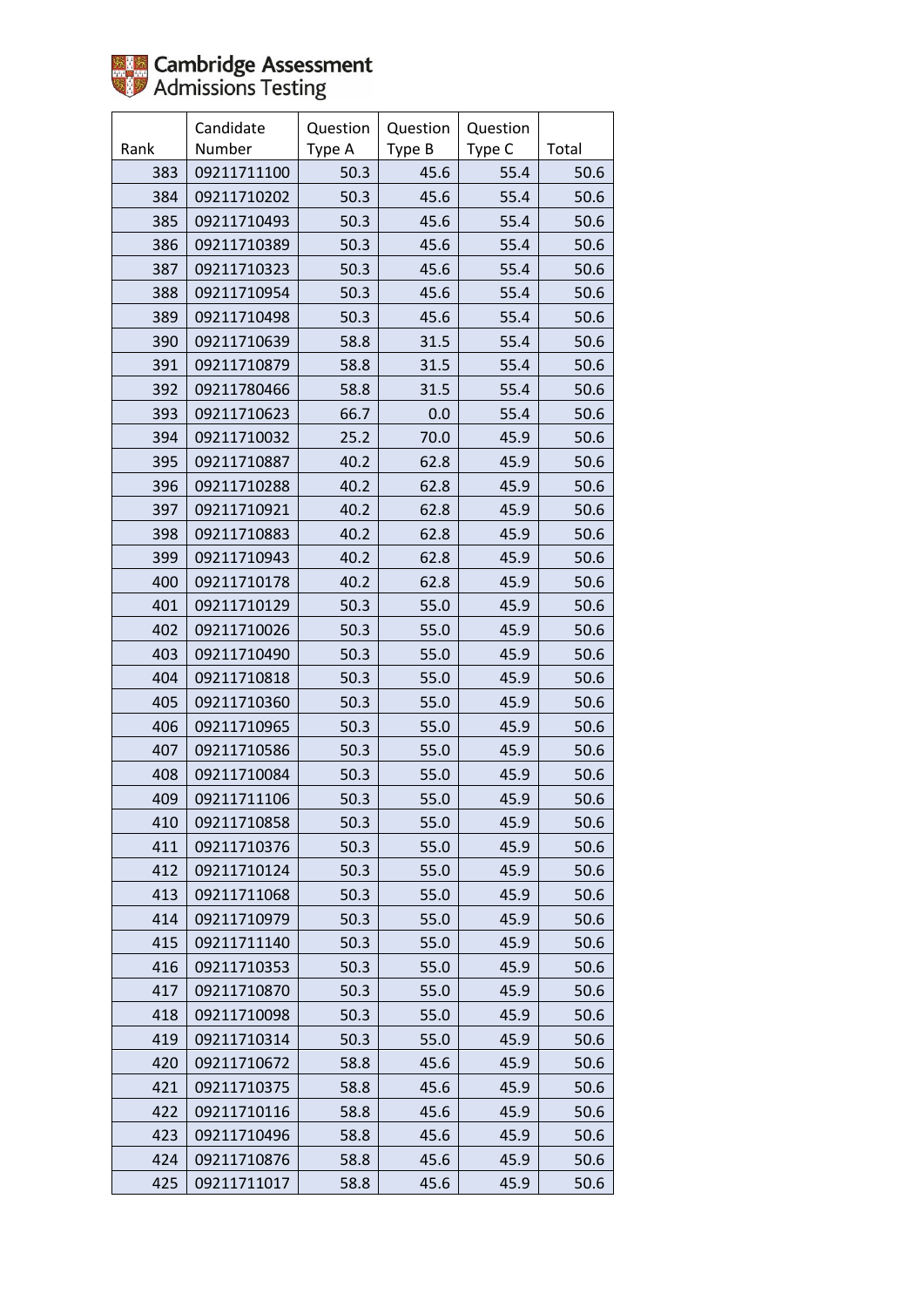Cambridge Assessment Admissions Testing

| Rank | Candidate Number | Question Type A | Question Type B | Question Type C | Total |
|---|---|---|---|---|---|
| 383 | 09211711100 | 50.3 | 45.6 | 55.4 | 50.6 |
| 384 | 09211710202 | 50.3 | 45.6 | 55.4 | 50.6 |
| 385 | 09211710493 | 50.3 | 45.6 | 55.4 | 50.6 |
| 386 | 09211710389 | 50.3 | 45.6 | 55.4 | 50.6 |
| 387 | 09211710323 | 50.3 | 45.6 | 55.4 | 50.6 |
| 388 | 09211710954 | 50.3 | 45.6 | 55.4 | 50.6 |
| 389 | 09211710498 | 50.3 | 45.6 | 55.4 | 50.6 |
| 390 | 09211710639 | 58.8 | 31.5 | 55.4 | 50.6 |
| 391 | 09211710879 | 58.8 | 31.5 | 55.4 | 50.6 |
| 392 | 09211780466 | 58.8 | 31.5 | 55.4 | 50.6 |
| 393 | 09211710623 | 66.7 | 0.0 | 55.4 | 50.6 |
| 394 | 09211710032 | 25.2 | 70.0 | 45.9 | 50.6 |
| 395 | 09211710887 | 40.2 | 62.8 | 45.9 | 50.6 |
| 396 | 09211710288 | 40.2 | 62.8 | 45.9 | 50.6 |
| 397 | 09211710921 | 40.2 | 62.8 | 45.9 | 50.6 |
| 398 | 09211710883 | 40.2 | 62.8 | 45.9 | 50.6 |
| 399 | 09211710943 | 40.2 | 62.8 | 45.9 | 50.6 |
| 400 | 09211710178 | 40.2 | 62.8 | 45.9 | 50.6 |
| 401 | 09211710129 | 50.3 | 55.0 | 45.9 | 50.6 |
| 402 | 09211710026 | 50.3 | 55.0 | 45.9 | 50.6 |
| 403 | 09211710490 | 50.3 | 55.0 | 45.9 | 50.6 |
| 404 | 09211710818 | 50.3 | 55.0 | 45.9 | 50.6 |
| 405 | 09211710360 | 50.3 | 55.0 | 45.9 | 50.6 |
| 406 | 09211710965 | 50.3 | 55.0 | 45.9 | 50.6 |
| 407 | 09211710586 | 50.3 | 55.0 | 45.9 | 50.6 |
| 408 | 09211710084 | 50.3 | 55.0 | 45.9 | 50.6 |
| 409 | 09211711106 | 50.3 | 55.0 | 45.9 | 50.6 |
| 410 | 09211710858 | 50.3 | 55.0 | 45.9 | 50.6 |
| 411 | 09211710376 | 50.3 | 55.0 | 45.9 | 50.6 |
| 412 | 09211710124 | 50.3 | 55.0 | 45.9 | 50.6 |
| 413 | 09211711068 | 50.3 | 55.0 | 45.9 | 50.6 |
| 414 | 09211710979 | 50.3 | 55.0 | 45.9 | 50.6 |
| 415 | 09211711140 | 50.3 | 55.0 | 45.9 | 50.6 |
| 416 | 09211710353 | 50.3 | 55.0 | 45.9 | 50.6 |
| 417 | 09211710870 | 50.3 | 55.0 | 45.9 | 50.6 |
| 418 | 09211710098 | 50.3 | 55.0 | 45.9 | 50.6 |
| 419 | 09211710314 | 50.3 | 55.0 | 45.9 | 50.6 |
| 420 | 09211710672 | 58.8 | 45.6 | 45.9 | 50.6 |
| 421 | 09211710375 | 58.8 | 45.6 | 45.9 | 50.6 |
| 422 | 09211710116 | 58.8 | 45.6 | 45.9 | 50.6 |
| 423 | 09211710496 | 58.8 | 45.6 | 45.9 | 50.6 |
| 424 | 09211710876 | 58.8 | 45.6 | 45.9 | 50.6 |
| 425 | 09211711017 | 58.8 | 45.6 | 45.9 | 50.6 |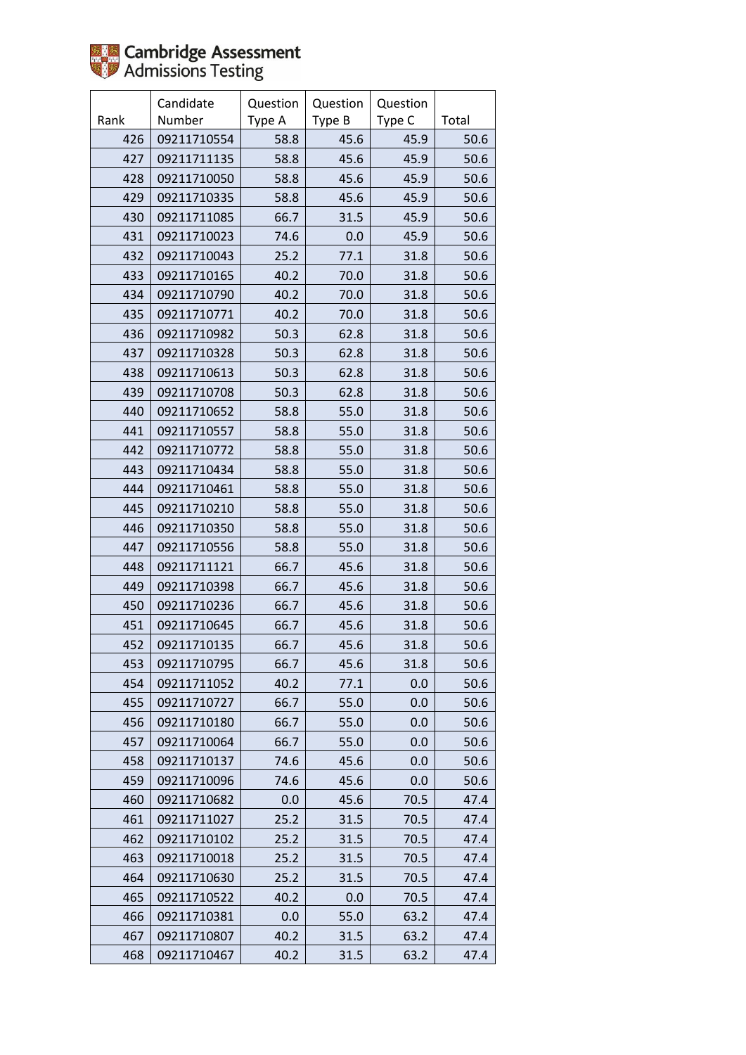| Rank | Candidate Number | Question Type A | Question Type B | Question Type C | Total |
|---|---|---|---|---|---|
| 426 | 09211710554 | 58.8 | 45.6 | 45.9 | 50.6 |
| 427 | 09211711135 | 58.8 | 45.6 | 45.9 | 50.6 |
| 428 | 09211710050 | 58.8 | 45.6 | 45.9 | 50.6 |
| 429 | 09211710335 | 58.8 | 45.6 | 45.9 | 50.6 |
| 430 | 09211711085 | 66.7 | 31.5 | 45.9 | 50.6 |
| 431 | 09211710023 | 74.6 | 0.0 | 45.9 | 50.6 |
| 432 | 09211710043 | 25.2 | 77.1 | 31.8 | 50.6 |
| 433 | 09211710165 | 40.2 | 70.0 | 31.8 | 50.6 |
| 434 | 09211710790 | 40.2 | 70.0 | 31.8 | 50.6 |
| 435 | 09211710771 | 40.2 | 70.0 | 31.8 | 50.6 |
| 436 | 09211710982 | 50.3 | 62.8 | 31.8 | 50.6 |
| 437 | 09211710328 | 50.3 | 62.8 | 31.8 | 50.6 |
| 438 | 09211710613 | 50.3 | 62.8 | 31.8 | 50.6 |
| 439 | 09211710708 | 50.3 | 62.8 | 31.8 | 50.6 |
| 440 | 09211710652 | 58.8 | 55.0 | 31.8 | 50.6 |
| 441 | 09211710557 | 58.8 | 55.0 | 31.8 | 50.6 |
| 442 | 09211710772 | 58.8 | 55.0 | 31.8 | 50.6 |
| 443 | 09211710434 | 58.8 | 55.0 | 31.8 | 50.6 |
| 444 | 09211710461 | 58.8 | 55.0 | 31.8 | 50.6 |
| 445 | 09211710210 | 58.8 | 55.0 | 31.8 | 50.6 |
| 446 | 09211710350 | 58.8 | 55.0 | 31.8 | 50.6 |
| 447 | 09211710556 | 58.8 | 55.0 | 31.8 | 50.6 |
| 448 | 09211711121 | 66.7 | 45.6 | 31.8 | 50.6 |
| 449 | 09211710398 | 66.7 | 45.6 | 31.8 | 50.6 |
| 450 | 09211710236 | 66.7 | 45.6 | 31.8 | 50.6 |
| 451 | 09211710645 | 66.7 | 45.6 | 31.8 | 50.6 |
| 452 | 09211710135 | 66.7 | 45.6 | 31.8 | 50.6 |
| 453 | 09211710795 | 66.7 | 45.6 | 31.8 | 50.6 |
| 454 | 09211711052 | 40.2 | 77.1 | 0.0 | 50.6 |
| 455 | 09211710727 | 66.7 | 55.0 | 0.0 | 50.6 |
| 456 | 09211710180 | 66.7 | 55.0 | 0.0 | 50.6 |
| 457 | 09211710064 | 66.7 | 55.0 | 0.0 | 50.6 |
| 458 | 09211710137 | 74.6 | 45.6 | 0.0 | 50.6 |
| 459 | 09211710096 | 74.6 | 45.6 | 0.0 | 50.6 |
| 460 | 09211710682 | 0.0 | 45.6 | 70.5 | 47.4 |
| 461 | 09211711027 | 25.2 | 31.5 | 70.5 | 47.4 |
| 462 | 09211710102 | 25.2 | 31.5 | 70.5 | 47.4 |
| 463 | 09211710018 | 25.2 | 31.5 | 70.5 | 47.4 |
| 464 | 09211710630 | 25.2 | 31.5 | 70.5 | 47.4 |
| 465 | 09211710522 | 40.2 | 0.0 | 70.5 | 47.4 |
| 466 | 09211710381 | 0.0 | 55.0 | 63.2 | 47.4 |
| 467 | 09211710807 | 40.2 | 31.5 | 63.2 | 47.4 |
| 468 | 09211710467 | 40.2 | 31.5 | 63.2 | 47.4 |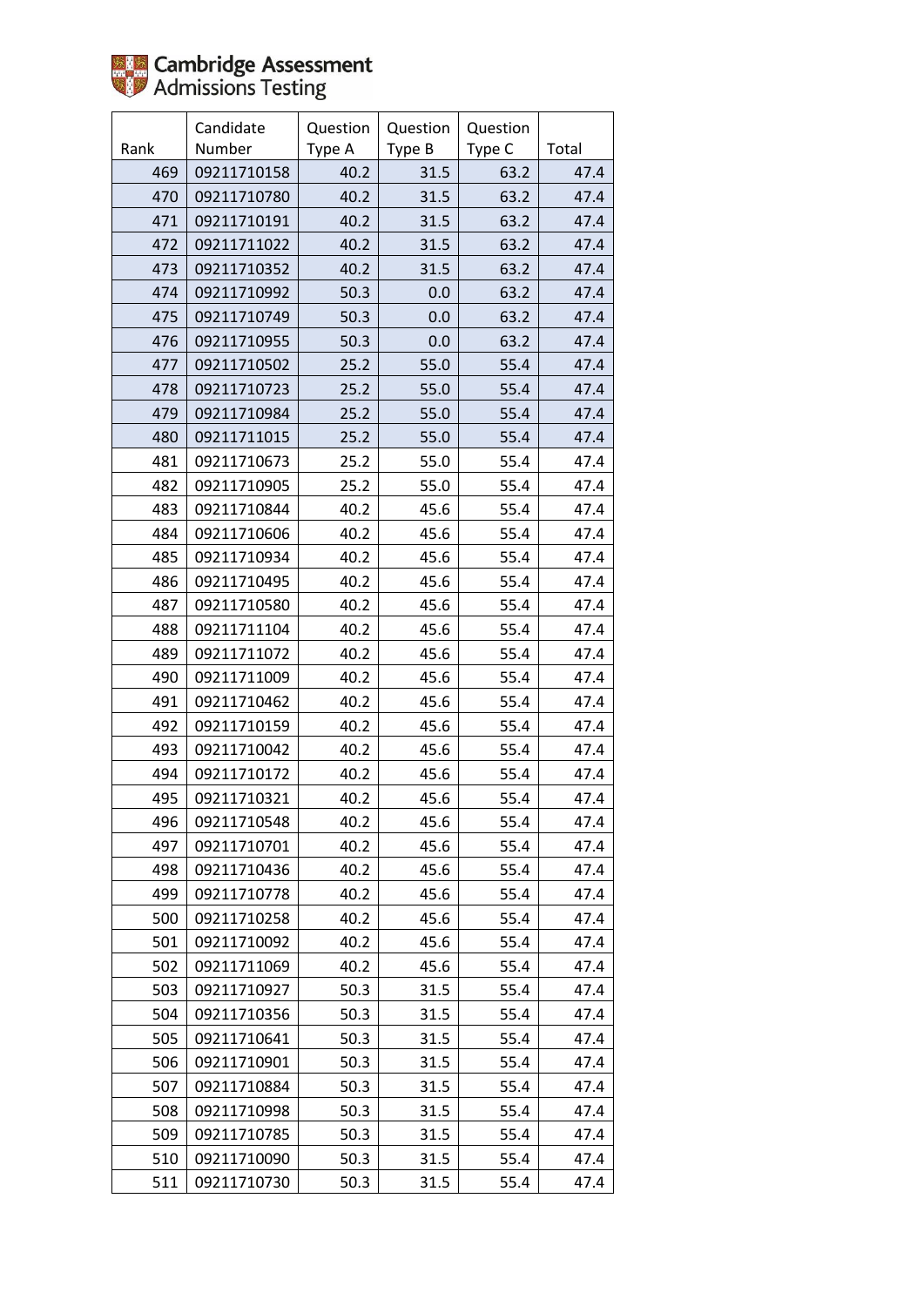| Rank | Candidate Number | Question Type A | Question Type B | Question Type C | Total |
|---|---|---|---|---|---|
| 469 | 09211710158 | 40.2 | 31.5 | 63.2 | 47.4 |
| 470 | 09211710780 | 40.2 | 31.5 | 63.2 | 47.4 |
| 471 | 09211710191 | 40.2 | 31.5 | 63.2 | 47.4 |
| 472 | 09211711022 | 40.2 | 31.5 | 63.2 | 47.4 |
| 473 | 09211710352 | 40.2 | 31.5 | 63.2 | 47.4 |
| 474 | 09211710992 | 50.3 | 0.0 | 63.2 | 47.4 |
| 475 | 09211710749 | 50.3 | 0.0 | 63.2 | 47.4 |
| 476 | 09211710955 | 50.3 | 0.0 | 63.2 | 47.4 |
| 477 | 09211710502 | 25.2 | 55.0 | 55.4 | 47.4 |
| 478 | 09211710723 | 25.2 | 55.0 | 55.4 | 47.4 |
| 479 | 09211710984 | 25.2 | 55.0 | 55.4 | 47.4 |
| 480 | 09211711015 | 25.2 | 55.0 | 55.4 | 47.4 |
| 481 | 09211710673 | 25.2 | 55.0 | 55.4 | 47.4 |
| 482 | 09211710905 | 25.2 | 55.0 | 55.4 | 47.4 |
| 483 | 09211710844 | 40.2 | 45.6 | 55.4 | 47.4 |
| 484 | 09211710606 | 40.2 | 45.6 | 55.4 | 47.4 |
| 485 | 09211710934 | 40.2 | 45.6 | 55.4 | 47.4 |
| 486 | 09211710495 | 40.2 | 45.6 | 55.4 | 47.4 |
| 487 | 09211710580 | 40.2 | 45.6 | 55.4 | 47.4 |
| 488 | 09211711104 | 40.2 | 45.6 | 55.4 | 47.4 |
| 489 | 09211711072 | 40.2 | 45.6 | 55.4 | 47.4 |
| 490 | 09211711009 | 40.2 | 45.6 | 55.4 | 47.4 |
| 491 | 09211710462 | 40.2 | 45.6 | 55.4 | 47.4 |
| 492 | 09211710159 | 40.2 | 45.6 | 55.4 | 47.4 |
| 493 | 09211710042 | 40.2 | 45.6 | 55.4 | 47.4 |
| 494 | 09211710172 | 40.2 | 45.6 | 55.4 | 47.4 |
| 495 | 09211710321 | 40.2 | 45.6 | 55.4 | 47.4 |
| 496 | 09211710548 | 40.2 | 45.6 | 55.4 | 47.4 |
| 497 | 09211710701 | 40.2 | 45.6 | 55.4 | 47.4 |
| 498 | 09211710436 | 40.2 | 45.6 | 55.4 | 47.4 |
| 499 | 09211710778 | 40.2 | 45.6 | 55.4 | 47.4 |
| 500 | 09211710258 | 40.2 | 45.6 | 55.4 | 47.4 |
| 501 | 09211710092 | 40.2 | 45.6 | 55.4 | 47.4 |
| 502 | 09211711069 | 40.2 | 45.6 | 55.4 | 47.4 |
| 503 | 09211710927 | 50.3 | 31.5 | 55.4 | 47.4 |
| 504 | 09211710356 | 50.3 | 31.5 | 55.4 | 47.4 |
| 505 | 09211710641 | 50.3 | 31.5 | 55.4 | 47.4 |
| 506 | 09211710901 | 50.3 | 31.5 | 55.4 | 47.4 |
| 507 | 09211710884 | 50.3 | 31.5 | 55.4 | 47.4 |
| 508 | 09211710998 | 50.3 | 31.5 | 55.4 | 47.4 |
| 509 | 09211710785 | 50.3 | 31.5 | 55.4 | 47.4 |
| 510 | 09211710090 | 50.3 | 31.5 | 55.4 | 47.4 |
| 511 | 09211710730 | 50.3 | 31.5 | 55.4 | 47.4 |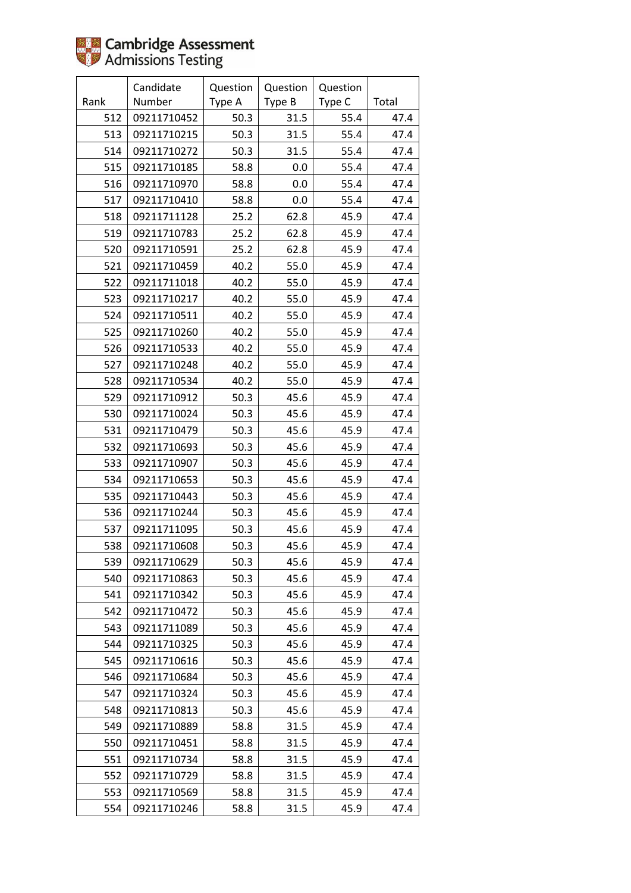| Rank | Candidate Number | Question Type A | Question Type B | Question Type C | Total |
|---|---|---|---|---|---|
| 512 | 09211710452 | 50.3 | 31.5 | 55.4 | 47.4 |
| 513 | 09211710215 | 50.3 | 31.5 | 55.4 | 47.4 |
| 514 | 09211710272 | 50.3 | 31.5 | 55.4 | 47.4 |
| 515 | 09211710185 | 58.8 | 0.0 | 55.4 | 47.4 |
| 516 | 09211710970 | 58.8 | 0.0 | 55.4 | 47.4 |
| 517 | 09211710410 | 58.8 | 0.0 | 55.4 | 47.4 |
| 518 | 09211711128 | 25.2 | 62.8 | 45.9 | 47.4 |
| 519 | 09211710783 | 25.2 | 62.8 | 45.9 | 47.4 |
| 520 | 09211710591 | 25.2 | 62.8 | 45.9 | 47.4 |
| 521 | 09211710459 | 40.2 | 55.0 | 45.9 | 47.4 |
| 522 | 09211711018 | 40.2 | 55.0 | 45.9 | 47.4 |
| 523 | 09211710217 | 40.2 | 55.0 | 45.9 | 47.4 |
| 524 | 09211710511 | 40.2 | 55.0 | 45.9 | 47.4 |
| 525 | 09211710260 | 40.2 | 55.0 | 45.9 | 47.4 |
| 526 | 09211710533 | 40.2 | 55.0 | 45.9 | 47.4 |
| 527 | 09211710248 | 40.2 | 55.0 | 45.9 | 47.4 |
| 528 | 09211710534 | 40.2 | 55.0 | 45.9 | 47.4 |
| 529 | 09211710912 | 50.3 | 45.6 | 45.9 | 47.4 |
| 530 | 09211710024 | 50.3 | 45.6 | 45.9 | 47.4 |
| 531 | 09211710479 | 50.3 | 45.6 | 45.9 | 47.4 |
| 532 | 09211710693 | 50.3 | 45.6 | 45.9 | 47.4 |
| 533 | 09211710907 | 50.3 | 45.6 | 45.9 | 47.4 |
| 534 | 09211710653 | 50.3 | 45.6 | 45.9 | 47.4 |
| 535 | 09211710443 | 50.3 | 45.6 | 45.9 | 47.4 |
| 536 | 09211710244 | 50.3 | 45.6 | 45.9 | 47.4 |
| 537 | 09211711095 | 50.3 | 45.6 | 45.9 | 47.4 |
| 538 | 09211710608 | 50.3 | 45.6 | 45.9 | 47.4 |
| 539 | 09211710629 | 50.3 | 45.6 | 45.9 | 47.4 |
| 540 | 09211710863 | 50.3 | 45.6 | 45.9 | 47.4 |
| 541 | 09211710342 | 50.3 | 45.6 | 45.9 | 47.4 |
| 542 | 09211710472 | 50.3 | 45.6 | 45.9 | 47.4 |
| 543 | 09211711089 | 50.3 | 45.6 | 45.9 | 47.4 |
| 544 | 09211710325 | 50.3 | 45.6 | 45.9 | 47.4 |
| 545 | 09211710616 | 50.3 | 45.6 | 45.9 | 47.4 |
| 546 | 09211710684 | 50.3 | 45.6 | 45.9 | 47.4 |
| 547 | 09211710324 | 50.3 | 45.6 | 45.9 | 47.4 |
| 548 | 09211710813 | 50.3 | 45.6 | 45.9 | 47.4 |
| 549 | 09211710889 | 58.8 | 31.5 | 45.9 | 47.4 |
| 550 | 09211710451 | 58.8 | 31.5 | 45.9 | 47.4 |
| 551 | 09211710734 | 58.8 | 31.5 | 45.9 | 47.4 |
| 552 | 09211710729 | 58.8 | 31.5 | 45.9 | 47.4 |
| 553 | 09211710569 | 58.8 | 31.5 | 45.9 | 47.4 |
| 554 | 09211710246 | 58.8 | 31.5 | 45.9 | 47.4 |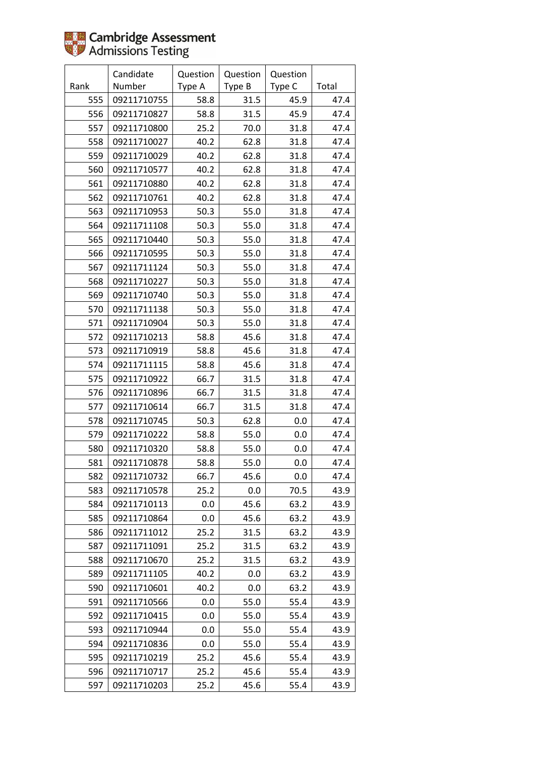| Rank | Candidate Number | Question Type A | Question Type B | Question Type C | Total |
|---|---|---|---|---|---|
| 555 | 09211710755 | 58.8 | 31.5 | 45.9 | 47.4 |
| 556 | 09211710827 | 58.8 | 31.5 | 45.9 | 47.4 |
| 557 | 09211710800 | 25.2 | 70.0 | 31.8 | 47.4 |
| 558 | 09211710027 | 40.2 | 62.8 | 31.8 | 47.4 |
| 559 | 09211710029 | 40.2 | 62.8 | 31.8 | 47.4 |
| 560 | 09211710577 | 40.2 | 62.8 | 31.8 | 47.4 |
| 561 | 09211710880 | 40.2 | 62.8 | 31.8 | 47.4 |
| 562 | 09211710761 | 40.2 | 62.8 | 31.8 | 47.4 |
| 563 | 09211710953 | 50.3 | 55.0 | 31.8 | 47.4 |
| 564 | 09211711108 | 50.3 | 55.0 | 31.8 | 47.4 |
| 565 | 09211710440 | 50.3 | 55.0 | 31.8 | 47.4 |
| 566 | 09211710595 | 50.3 | 55.0 | 31.8 | 47.4 |
| 567 | 09211711124 | 50.3 | 55.0 | 31.8 | 47.4 |
| 568 | 09211710227 | 50.3 | 55.0 | 31.8 | 47.4 |
| 569 | 09211710740 | 50.3 | 55.0 | 31.8 | 47.4 |
| 570 | 09211711138 | 50.3 | 55.0 | 31.8 | 47.4 |
| 571 | 09211710904 | 50.3 | 55.0 | 31.8 | 47.4 |
| 572 | 09211710213 | 58.8 | 45.6 | 31.8 | 47.4 |
| 573 | 09211710919 | 58.8 | 45.6 | 31.8 | 47.4 |
| 574 | 09211711115 | 58.8 | 45.6 | 31.8 | 47.4 |
| 575 | 09211710922 | 66.7 | 31.5 | 31.8 | 47.4 |
| 576 | 09211710896 | 66.7 | 31.5 | 31.8 | 47.4 |
| 577 | 09211710614 | 66.7 | 31.5 | 31.8 | 47.4 |
| 578 | 09211710745 | 50.3 | 62.8 | 0.0 | 47.4 |
| 579 | 09211710222 | 58.8 | 55.0 | 0.0 | 47.4 |
| 580 | 09211710320 | 58.8 | 55.0 | 0.0 | 47.4 |
| 581 | 09211710878 | 58.8 | 55.0 | 0.0 | 47.4 |
| 582 | 09211710732 | 66.7 | 45.6 | 0.0 | 47.4 |
| 583 | 09211710578 | 25.2 | 0.0 | 70.5 | 43.9 |
| 584 | 09211710113 | 0.0 | 45.6 | 63.2 | 43.9 |
| 585 | 09211710864 | 0.0 | 45.6 | 63.2 | 43.9 |
| 586 | 09211711012 | 25.2 | 31.5 | 63.2 | 43.9 |
| 587 | 09211711091 | 25.2 | 31.5 | 63.2 | 43.9 |
| 588 | 09211710670 | 25.2 | 31.5 | 63.2 | 43.9 |
| 589 | 09211711105 | 40.2 | 0.0 | 63.2 | 43.9 |
| 590 | 09211710601 | 40.2 | 0.0 | 63.2 | 43.9 |
| 591 | 09211710566 | 0.0 | 55.0 | 55.4 | 43.9 |
| 592 | 09211710415 | 0.0 | 55.0 | 55.4 | 43.9 |
| 593 | 09211710944 | 0.0 | 55.0 | 55.4 | 43.9 |
| 594 | 09211710836 | 0.0 | 55.0 | 55.4 | 43.9 |
| 595 | 09211710219 | 25.2 | 45.6 | 55.4 | 43.9 |
| 596 | 09211710717 | 25.2 | 45.6 | 55.4 | 43.9 |
| 597 | 09211710203 | 25.2 | 45.6 | 55.4 | 43.9 |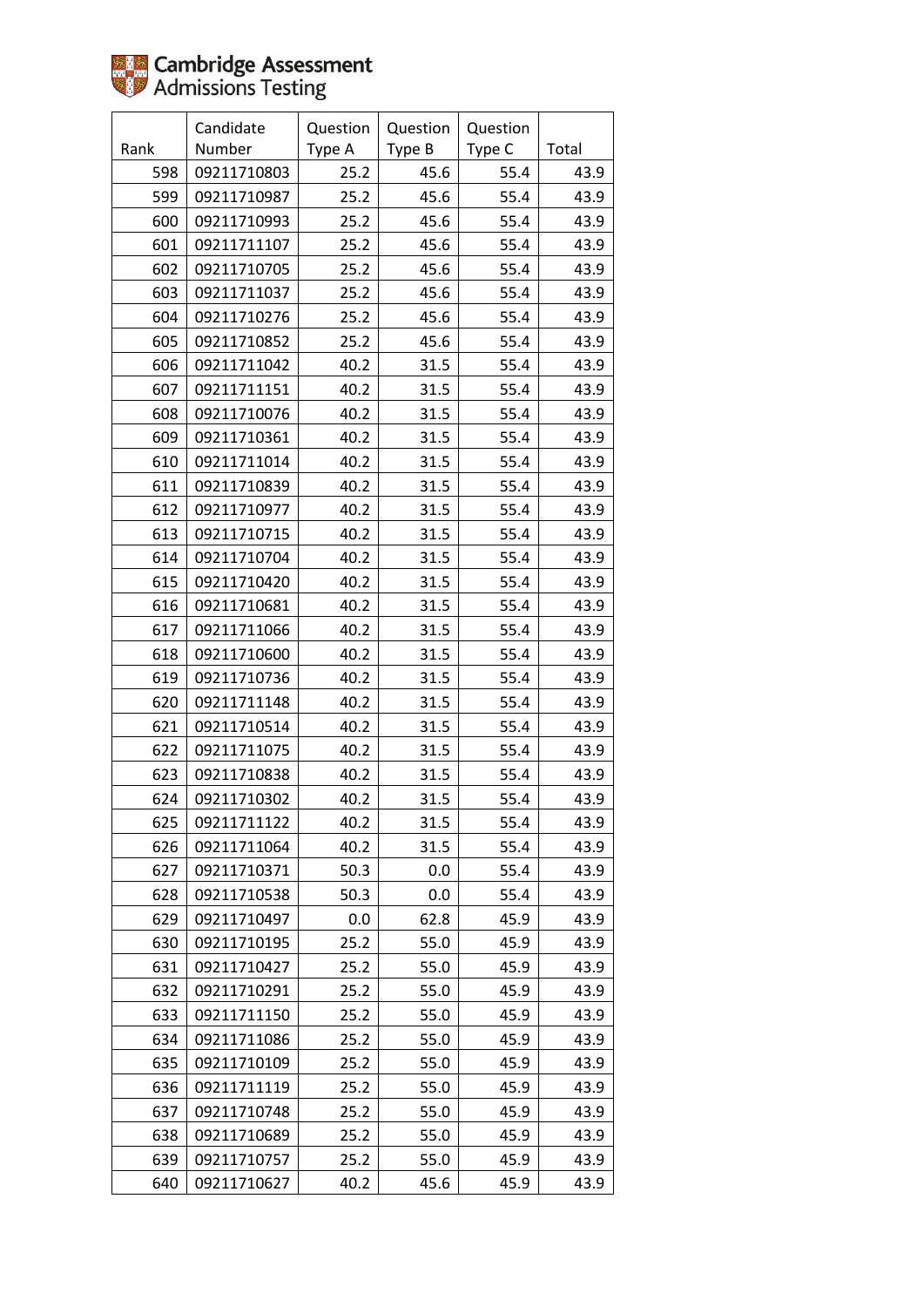Cambridge Assessment Admissions Testing

| Rank | Candidate Number | Question Type A | Question Type B | Question Type C | Total |
|---|---|---|---|---|---|
| 598 | 09211710803 | 25.2 | 45.6 | 55.4 | 43.9 |
| 599 | 09211710987 | 25.2 | 45.6 | 55.4 | 43.9 |
| 600 | 09211710993 | 25.2 | 45.6 | 55.4 | 43.9 |
| 601 | 09211711107 | 25.2 | 45.6 | 55.4 | 43.9 |
| 602 | 09211710705 | 25.2 | 45.6 | 55.4 | 43.9 |
| 603 | 09211711037 | 25.2 | 45.6 | 55.4 | 43.9 |
| 604 | 09211710276 | 25.2 | 45.6 | 55.4 | 43.9 |
| 605 | 09211710852 | 25.2 | 45.6 | 55.4 | 43.9 |
| 606 | 09211711042 | 40.2 | 31.5 | 55.4 | 43.9 |
| 607 | 09211711151 | 40.2 | 31.5 | 55.4 | 43.9 |
| 608 | 09211710076 | 40.2 | 31.5 | 55.4 | 43.9 |
| 609 | 09211710361 | 40.2 | 31.5 | 55.4 | 43.9 |
| 610 | 09211711014 | 40.2 | 31.5 | 55.4 | 43.9 |
| 611 | 09211710839 | 40.2 | 31.5 | 55.4 | 43.9 |
| 612 | 09211710977 | 40.2 | 31.5 | 55.4 | 43.9 |
| 613 | 09211710715 | 40.2 | 31.5 | 55.4 | 43.9 |
| 614 | 09211710704 | 40.2 | 31.5 | 55.4 | 43.9 |
| 615 | 09211710420 | 40.2 | 31.5 | 55.4 | 43.9 |
| 616 | 09211710681 | 40.2 | 31.5 | 55.4 | 43.9 |
| 617 | 09211711066 | 40.2 | 31.5 | 55.4 | 43.9 |
| 618 | 09211710600 | 40.2 | 31.5 | 55.4 | 43.9 |
| 619 | 09211710736 | 40.2 | 31.5 | 55.4 | 43.9 |
| 620 | 09211711148 | 40.2 | 31.5 | 55.4 | 43.9 |
| 621 | 09211710514 | 40.2 | 31.5 | 55.4 | 43.9 |
| 622 | 09211711075 | 40.2 | 31.5 | 55.4 | 43.9 |
| 623 | 09211710838 | 40.2 | 31.5 | 55.4 | 43.9 |
| 624 | 09211710302 | 40.2 | 31.5 | 55.4 | 43.9 |
| 625 | 09211711122 | 40.2 | 31.5 | 55.4 | 43.9 |
| 626 | 09211711064 | 40.2 | 31.5 | 55.4 | 43.9 |
| 627 | 09211710371 | 50.3 | 0.0 | 55.4 | 43.9 |
| 628 | 09211710538 | 50.3 | 0.0 | 55.4 | 43.9 |
| 629 | 09211710497 | 0.0 | 62.8 | 45.9 | 43.9 |
| 630 | 09211710195 | 25.2 | 55.0 | 45.9 | 43.9 |
| 631 | 09211710427 | 25.2 | 55.0 | 45.9 | 43.9 |
| 632 | 09211710291 | 25.2 | 55.0 | 45.9 | 43.9 |
| 633 | 09211711150 | 25.2 | 55.0 | 45.9 | 43.9 |
| 634 | 09211711086 | 25.2 | 55.0 | 45.9 | 43.9 |
| 635 | 09211710109 | 25.2 | 55.0 | 45.9 | 43.9 |
| 636 | 09211711119 | 25.2 | 55.0 | 45.9 | 43.9 |
| 637 | 09211710748 | 25.2 | 55.0 | 45.9 | 43.9 |
| 638 | 09211710689 | 25.2 | 55.0 | 45.9 | 43.9 |
| 639 | 09211710757 | 25.2 | 55.0 | 45.9 | 43.9 |
| 640 | 09211710627 | 40.2 | 45.6 | 45.9 | 43.9 |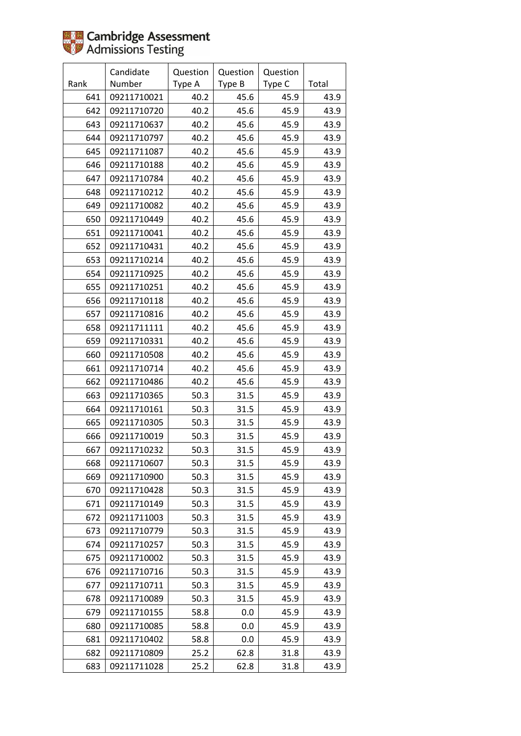Cambridge Assessment
Admissions Testing

| Rank | Candidate Number | Question Type A | Question Type B | Question Type C | Total |
|---|---|---|---|---|---|
| 641 | 09211710021 | 40.2 | 45.6 | 45.9 | 43.9 |
| 642 | 09211710720 | 40.2 | 45.6 | 45.9 | 43.9 |
| 643 | 09211710637 | 40.2 | 45.6 | 45.9 | 43.9 |
| 644 | 09211710797 | 40.2 | 45.6 | 45.9 | 43.9 |
| 645 | 09211711087 | 40.2 | 45.6 | 45.9 | 43.9 |
| 646 | 09211710188 | 40.2 | 45.6 | 45.9 | 43.9 |
| 647 | 09211710784 | 40.2 | 45.6 | 45.9 | 43.9 |
| 648 | 09211710212 | 40.2 | 45.6 | 45.9 | 43.9 |
| 649 | 09211710082 | 40.2 | 45.6 | 45.9 | 43.9 |
| 650 | 09211710449 | 40.2 | 45.6 | 45.9 | 43.9 |
| 651 | 09211710041 | 40.2 | 45.6 | 45.9 | 43.9 |
| 652 | 09211710431 | 40.2 | 45.6 | 45.9 | 43.9 |
| 653 | 09211710214 | 40.2 | 45.6 | 45.9 | 43.9 |
| 654 | 09211710925 | 40.2 | 45.6 | 45.9 | 43.9 |
| 655 | 09211710251 | 40.2 | 45.6 | 45.9 | 43.9 |
| 656 | 09211710118 | 40.2 | 45.6 | 45.9 | 43.9 |
| 657 | 09211710816 | 40.2 | 45.6 | 45.9 | 43.9 |
| 658 | 09211711111 | 40.2 | 45.6 | 45.9 | 43.9 |
| 659 | 09211710331 | 40.2 | 45.6 | 45.9 | 43.9 |
| 660 | 09211710508 | 40.2 | 45.6 | 45.9 | 43.9 |
| 661 | 09211710714 | 40.2 | 45.6 | 45.9 | 43.9 |
| 662 | 09211710486 | 40.2 | 45.6 | 45.9 | 43.9 |
| 663 | 09211710365 | 50.3 | 31.5 | 45.9 | 43.9 |
| 664 | 09211710161 | 50.3 | 31.5 | 45.9 | 43.9 |
| 665 | 09211710305 | 50.3 | 31.5 | 45.9 | 43.9 |
| 666 | 09211710019 | 50.3 | 31.5 | 45.9 | 43.9 |
| 667 | 09211710232 | 50.3 | 31.5 | 45.9 | 43.9 |
| 668 | 09211710607 | 50.3 | 31.5 | 45.9 | 43.9 |
| 669 | 09211710900 | 50.3 | 31.5 | 45.9 | 43.9 |
| 670 | 09211710428 | 50.3 | 31.5 | 45.9 | 43.9 |
| 671 | 09211710149 | 50.3 | 31.5 | 45.9 | 43.9 |
| 672 | 09211711003 | 50.3 | 31.5 | 45.9 | 43.9 |
| 673 | 09211710779 | 50.3 | 31.5 | 45.9 | 43.9 |
| 674 | 09211710257 | 50.3 | 31.5 | 45.9 | 43.9 |
| 675 | 09211710002 | 50.3 | 31.5 | 45.9 | 43.9 |
| 676 | 09211710716 | 50.3 | 31.5 | 45.9 | 43.9 |
| 677 | 09211710711 | 50.3 | 31.5 | 45.9 | 43.9 |
| 678 | 09211710089 | 50.3 | 31.5 | 45.9 | 43.9 |
| 679 | 09211710155 | 58.8 | 0.0 | 45.9 | 43.9 |
| 680 | 09211710085 | 58.8 | 0.0 | 45.9 | 43.9 |
| 681 | 09211710402 | 58.8 | 0.0 | 45.9 | 43.9 |
| 682 | 09211710809 | 25.2 | 62.8 | 31.8 | 43.9 |
| 683 | 09211711028 | 25.2 | 62.8 | 31.8 | 43.9 |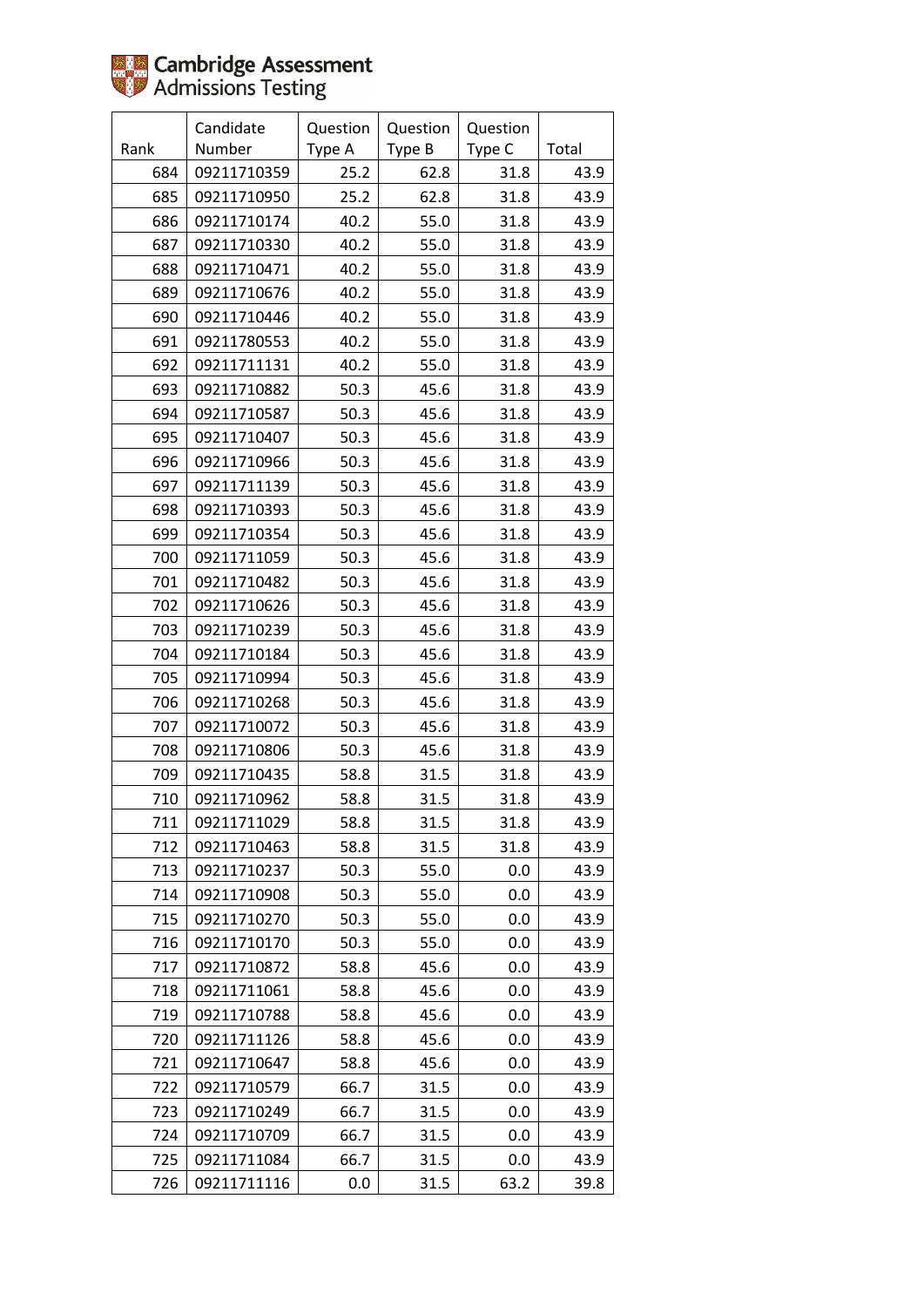| Rank | Candidate Number | Question Type A | Question Type B | Question Type C | Total |
|---|---|---|---|---|---|
| 684 | 09211710359 | 25.2 | 62.8 | 31.8 | 43.9 |
| 685 | 09211710950 | 25.2 | 62.8 | 31.8 | 43.9 |
| 686 | 09211710174 | 40.2 | 55.0 | 31.8 | 43.9 |
| 687 | 09211710330 | 40.2 | 55.0 | 31.8 | 43.9 |
| 688 | 09211710471 | 40.2 | 55.0 | 31.8 | 43.9 |
| 689 | 09211710676 | 40.2 | 55.0 | 31.8 | 43.9 |
| 690 | 09211710446 | 40.2 | 55.0 | 31.8 | 43.9 |
| 691 | 09211780553 | 40.2 | 55.0 | 31.8 | 43.9 |
| 692 | 09211711131 | 40.2 | 55.0 | 31.8 | 43.9 |
| 693 | 09211710882 | 50.3 | 45.6 | 31.8 | 43.9 |
| 694 | 09211710587 | 50.3 | 45.6 | 31.8 | 43.9 |
| 695 | 09211710407 | 50.3 | 45.6 | 31.8 | 43.9 |
| 696 | 09211710966 | 50.3 | 45.6 | 31.8 | 43.9 |
| 697 | 09211711139 | 50.3 | 45.6 | 31.8 | 43.9 |
| 698 | 09211710393 | 50.3 | 45.6 | 31.8 | 43.9 |
| 699 | 09211710354 | 50.3 | 45.6 | 31.8 | 43.9 |
| 700 | 09211711059 | 50.3 | 45.6 | 31.8 | 43.9 |
| 701 | 09211710482 | 50.3 | 45.6 | 31.8 | 43.9 |
| 702 | 09211710626 | 50.3 | 45.6 | 31.8 | 43.9 |
| 703 | 09211710239 | 50.3 | 45.6 | 31.8 | 43.9 |
| 704 | 09211710184 | 50.3 | 45.6 | 31.8 | 43.9 |
| 705 | 09211710994 | 50.3 | 45.6 | 31.8 | 43.9 |
| 706 | 09211710268 | 50.3 | 45.6 | 31.8 | 43.9 |
| 707 | 09211710072 | 50.3 | 45.6 | 31.8 | 43.9 |
| 708 | 09211710806 | 50.3 | 45.6 | 31.8 | 43.9 |
| 709 | 09211710435 | 58.8 | 31.5 | 31.8 | 43.9 |
| 710 | 09211710962 | 58.8 | 31.5 | 31.8 | 43.9 |
| 711 | 09211711029 | 58.8 | 31.5 | 31.8 | 43.9 |
| 712 | 09211710463 | 58.8 | 31.5 | 31.8 | 43.9 |
| 713 | 09211710237 | 50.3 | 55.0 | 0.0 | 43.9 |
| 714 | 09211710908 | 50.3 | 55.0 | 0.0 | 43.9 |
| 715 | 09211710270 | 50.3 | 55.0 | 0.0 | 43.9 |
| 716 | 09211710170 | 50.3 | 55.0 | 0.0 | 43.9 |
| 717 | 09211710872 | 58.8 | 45.6 | 0.0 | 43.9 |
| 718 | 09211711061 | 58.8 | 45.6 | 0.0 | 43.9 |
| 719 | 09211710788 | 58.8 | 45.6 | 0.0 | 43.9 |
| 720 | 09211711126 | 58.8 | 45.6 | 0.0 | 43.9 |
| 721 | 09211710647 | 58.8 | 45.6 | 0.0 | 43.9 |
| 722 | 09211710579 | 66.7 | 31.5 | 0.0 | 43.9 |
| 723 | 09211710249 | 66.7 | 31.5 | 0.0 | 43.9 |
| 724 | 09211710709 | 66.7 | 31.5 | 0.0 | 43.9 |
| 725 | 09211711084 | 66.7 | 31.5 | 0.0 | 43.9 |
| 726 | 09211711116 | 0.0 | 31.5 | 63.2 | 39.8 |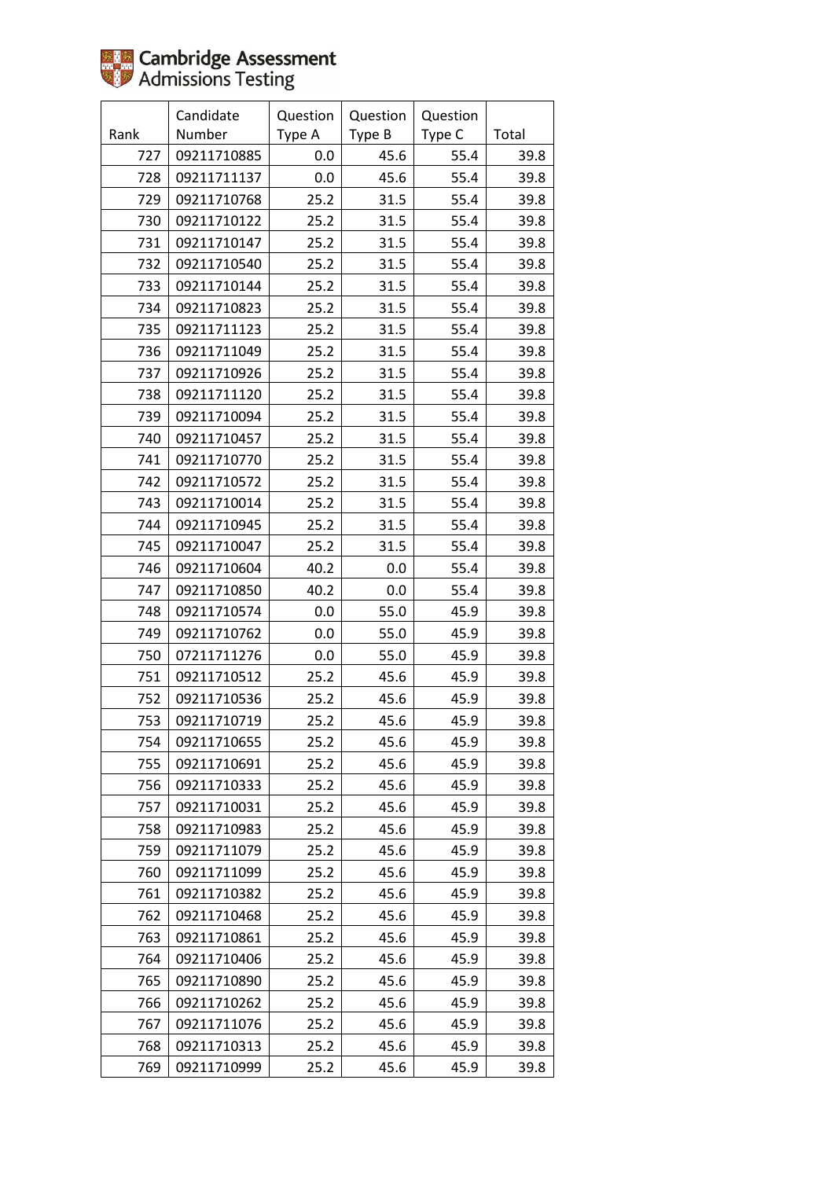Cambridge Assessment Admissions Testing

| Rank | Candidate Number | Question Type A | Question Type B | Question Type C | Total |
|---|---|---|---|---|---|
| 727 | 09211710885 | 0.0 | 45.6 | 55.4 | 39.8 |
| 728 | 09211711137 | 0.0 | 45.6 | 55.4 | 39.8 |
| 729 | 09211710768 | 25.2 | 31.5 | 55.4 | 39.8 |
| 730 | 09211710122 | 25.2 | 31.5 | 55.4 | 39.8 |
| 731 | 09211710147 | 25.2 | 31.5 | 55.4 | 39.8 |
| 732 | 09211710540 | 25.2 | 31.5 | 55.4 | 39.8 |
| 733 | 09211710144 | 25.2 | 31.5 | 55.4 | 39.8 |
| 734 | 09211710823 | 25.2 | 31.5 | 55.4 | 39.8 |
| 735 | 09211711123 | 25.2 | 31.5 | 55.4 | 39.8 |
| 736 | 09211711049 | 25.2 | 31.5 | 55.4 | 39.8 |
| 737 | 09211710926 | 25.2 | 31.5 | 55.4 | 39.8 |
| 738 | 09211711120 | 25.2 | 31.5 | 55.4 | 39.8 |
| 739 | 09211710094 | 25.2 | 31.5 | 55.4 | 39.8 |
| 740 | 09211710457 | 25.2 | 31.5 | 55.4 | 39.8 |
| 741 | 09211710770 | 25.2 | 31.5 | 55.4 | 39.8 |
| 742 | 09211710572 | 25.2 | 31.5 | 55.4 | 39.8 |
| 743 | 09211710014 | 25.2 | 31.5 | 55.4 | 39.8 |
| 744 | 09211710945 | 25.2 | 31.5 | 55.4 | 39.8 |
| 745 | 09211710047 | 25.2 | 31.5 | 55.4 | 39.8 |
| 746 | 09211710604 | 40.2 | 0.0 | 55.4 | 39.8 |
| 747 | 09211710850 | 40.2 | 0.0 | 55.4 | 39.8 |
| 748 | 09211710574 | 0.0 | 55.0 | 45.9 | 39.8 |
| 749 | 09211710762 | 0.0 | 55.0 | 45.9 | 39.8 |
| 750 | 07211711276 | 0.0 | 55.0 | 45.9 | 39.8 |
| 751 | 09211710512 | 25.2 | 45.6 | 45.9 | 39.8 |
| 752 | 09211710536 | 25.2 | 45.6 | 45.9 | 39.8 |
| 753 | 09211710719 | 25.2 | 45.6 | 45.9 | 39.8 |
| 754 | 09211710655 | 25.2 | 45.6 | 45.9 | 39.8 |
| 755 | 09211710691 | 25.2 | 45.6 | 45.9 | 39.8 |
| 756 | 09211710333 | 25.2 | 45.6 | 45.9 | 39.8 |
| 757 | 09211710031 | 25.2 | 45.6 | 45.9 | 39.8 |
| 758 | 09211710983 | 25.2 | 45.6 | 45.9 | 39.8 |
| 759 | 09211711079 | 25.2 | 45.6 | 45.9 | 39.8 |
| 760 | 09211711099 | 25.2 | 45.6 | 45.9 | 39.8 |
| 761 | 09211710382 | 25.2 | 45.6 | 45.9 | 39.8 |
| 762 | 09211710468 | 25.2 | 45.6 | 45.9 | 39.8 |
| 763 | 09211710861 | 25.2 | 45.6 | 45.9 | 39.8 |
| 764 | 09211710406 | 25.2 | 45.6 | 45.9 | 39.8 |
| 765 | 09211710890 | 25.2 | 45.6 | 45.9 | 39.8 |
| 766 | 09211710262 | 25.2 | 45.6 | 45.9 | 39.8 |
| 767 | 09211711076 | 25.2 | 45.6 | 45.9 | 39.8 |
| 768 | 09211710313 | 25.2 | 45.6 | 45.9 | 39.8 |
| 769 | 09211710999 | 25.2 | 45.6 | 45.9 | 39.8 |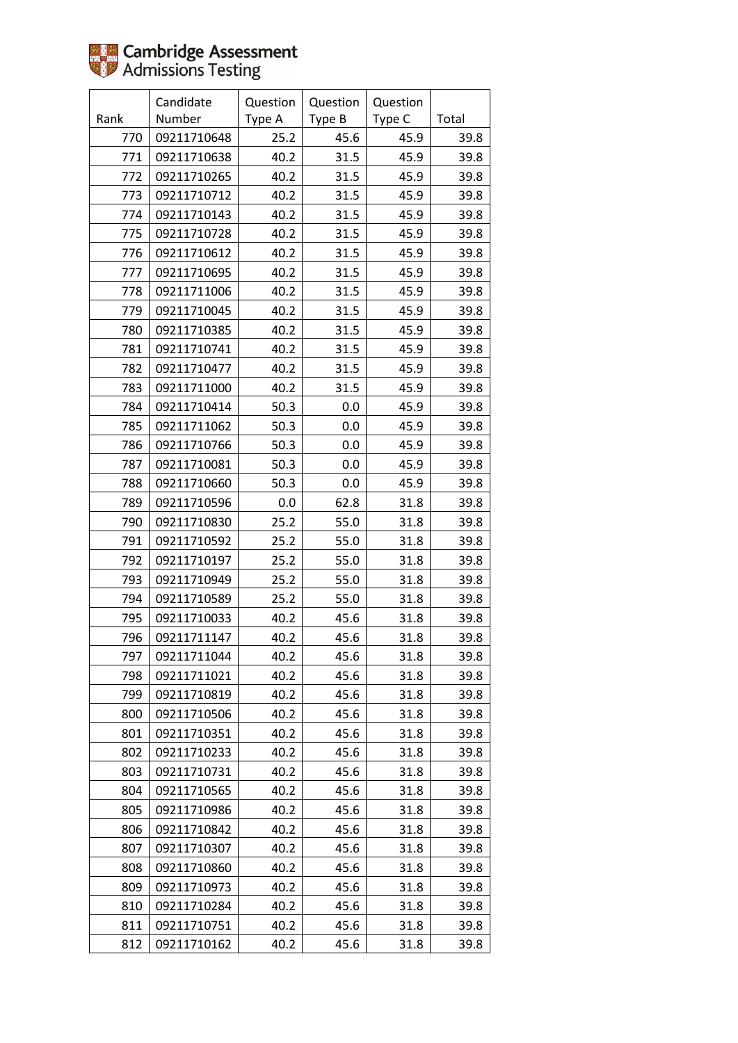| Rank | Candidate Number | Question Type A | Question Type B | Question Type C | Total |
|---|---|---|---|---|---|
| 770 | 09211710648 | 25.2 | 45.6 | 45.9 | 39.8 |
| 771 | 09211710638 | 40.2 | 31.5 | 45.9 | 39.8 |
| 772 | 09211710265 | 40.2 | 31.5 | 45.9 | 39.8 |
| 773 | 09211710712 | 40.2 | 31.5 | 45.9 | 39.8 |
| 774 | 09211710143 | 40.2 | 31.5 | 45.9 | 39.8 |
| 775 | 09211710728 | 40.2 | 31.5 | 45.9 | 39.8 |
| 776 | 09211710612 | 40.2 | 31.5 | 45.9 | 39.8 |
| 777 | 09211710695 | 40.2 | 31.5 | 45.9 | 39.8 |
| 778 | 09211711006 | 40.2 | 31.5 | 45.9 | 39.8 |
| 779 | 09211710045 | 40.2 | 31.5 | 45.9 | 39.8 |
| 780 | 09211710385 | 40.2 | 31.5 | 45.9 | 39.8 |
| 781 | 09211710741 | 40.2 | 31.5 | 45.9 | 39.8 |
| 782 | 09211710477 | 40.2 | 31.5 | 45.9 | 39.8 |
| 783 | 09211711000 | 40.2 | 31.5 | 45.9 | 39.8 |
| 784 | 09211710414 | 50.3 | 0.0 | 45.9 | 39.8 |
| 785 | 09211711062 | 50.3 | 0.0 | 45.9 | 39.8 |
| 786 | 09211710766 | 50.3 | 0.0 | 45.9 | 39.8 |
| 787 | 09211710081 | 50.3 | 0.0 | 45.9 | 39.8 |
| 788 | 09211710660 | 50.3 | 0.0 | 45.9 | 39.8 |
| 789 | 09211710596 | 0.0 | 62.8 | 31.8 | 39.8 |
| 790 | 09211710830 | 25.2 | 55.0 | 31.8 | 39.8 |
| 791 | 09211710592 | 25.2 | 55.0 | 31.8 | 39.8 |
| 792 | 09211710197 | 25.2 | 55.0 | 31.8 | 39.8 |
| 793 | 09211710949 | 25.2 | 55.0 | 31.8 | 39.8 |
| 794 | 09211710589 | 25.2 | 55.0 | 31.8 | 39.8 |
| 795 | 09211710033 | 40.2 | 45.6 | 31.8 | 39.8 |
| 796 | 09211711147 | 40.2 | 45.6 | 31.8 | 39.8 |
| 797 | 09211711044 | 40.2 | 45.6 | 31.8 | 39.8 |
| 798 | 09211711021 | 40.2 | 45.6 | 31.8 | 39.8 |
| 799 | 09211710819 | 40.2 | 45.6 | 31.8 | 39.8 |
| 800 | 09211710506 | 40.2 | 45.6 | 31.8 | 39.8 |
| 801 | 09211710351 | 40.2 | 45.6 | 31.8 | 39.8 |
| 802 | 09211710233 | 40.2 | 45.6 | 31.8 | 39.8 |
| 803 | 09211710731 | 40.2 | 45.6 | 31.8 | 39.8 |
| 804 | 09211710565 | 40.2 | 45.6 | 31.8 | 39.8 |
| 805 | 09211710986 | 40.2 | 45.6 | 31.8 | 39.8 |
| 806 | 09211710842 | 40.2 | 45.6 | 31.8 | 39.8 |
| 807 | 09211710307 | 40.2 | 45.6 | 31.8 | 39.8 |
| 808 | 09211710860 | 40.2 | 45.6 | 31.8 | 39.8 |
| 809 | 09211710973 | 40.2 | 45.6 | 31.8 | 39.8 |
| 810 | 09211710284 | 40.2 | 45.6 | 31.8 | 39.8 |
| 811 | 09211710751 | 40.2 | 45.6 | 31.8 | 39.8 |
| 812 | 09211710162 | 40.2 | 45.6 | 31.8 | 39.8 |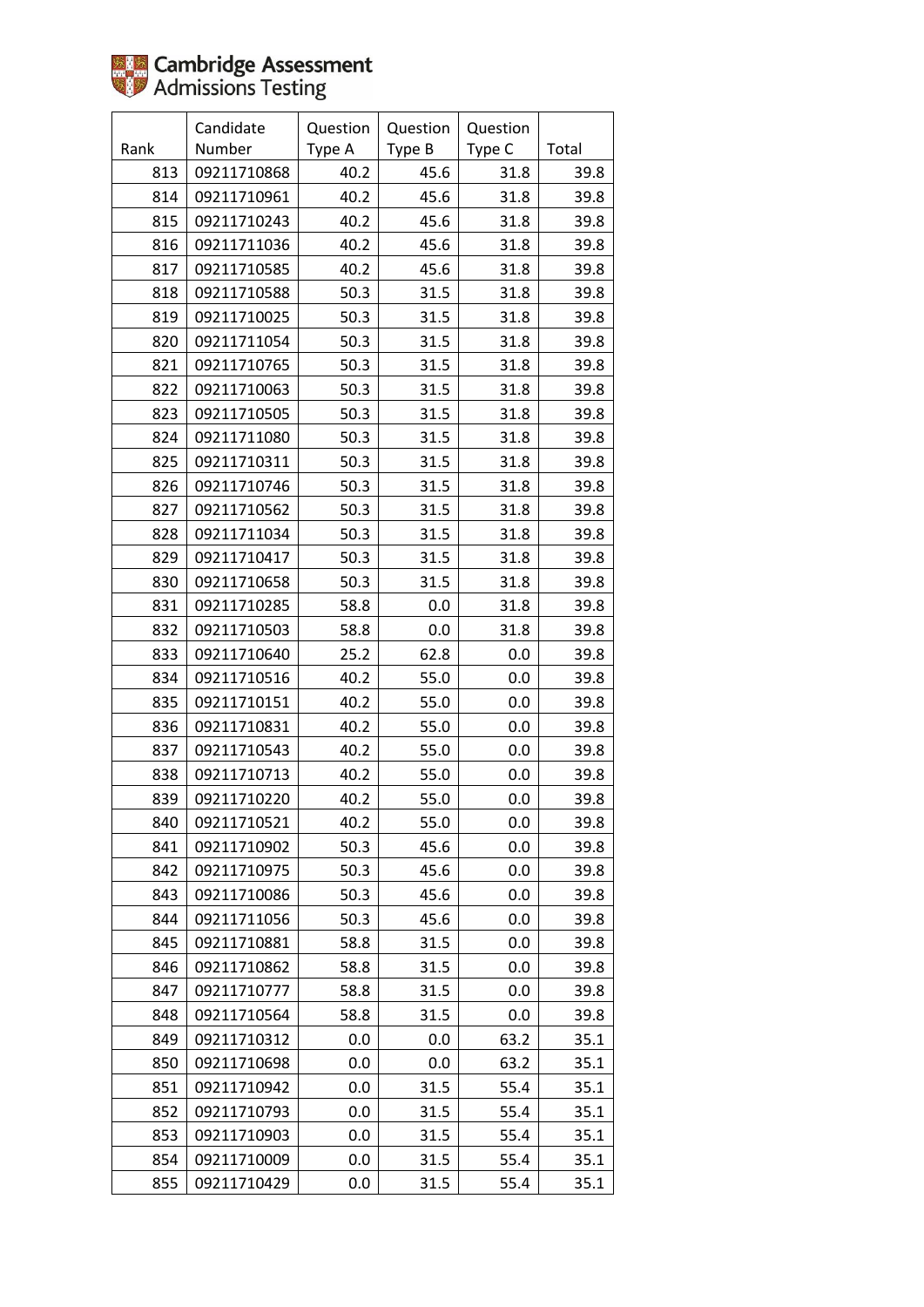| Rank | Candidate Number | Question Type A | Question Type B | Question Type C | Total |
|---|---|---|---|---|---|
| 813 | 09211710868 | 40.2 | 45.6 | 31.8 | 39.8 |
| 814 | 09211710961 | 40.2 | 45.6 | 31.8 | 39.8 |
| 815 | 09211710243 | 40.2 | 45.6 | 31.8 | 39.8 |
| 816 | 09211711036 | 40.2 | 45.6 | 31.8 | 39.8 |
| 817 | 09211710585 | 40.2 | 45.6 | 31.8 | 39.8 |
| 818 | 09211710588 | 50.3 | 31.5 | 31.8 | 39.8 |
| 819 | 09211710025 | 50.3 | 31.5 | 31.8 | 39.8 |
| 820 | 09211711054 | 50.3 | 31.5 | 31.8 | 39.8 |
| 821 | 09211710765 | 50.3 | 31.5 | 31.8 | 39.8 |
| 822 | 09211710063 | 50.3 | 31.5 | 31.8 | 39.8 |
| 823 | 09211710505 | 50.3 | 31.5 | 31.8 | 39.8 |
| 824 | 09211711080 | 50.3 | 31.5 | 31.8 | 39.8 |
| 825 | 09211710311 | 50.3 | 31.5 | 31.8 | 39.8 |
| 826 | 09211710746 | 50.3 | 31.5 | 31.8 | 39.8 |
| 827 | 09211710562 | 50.3 | 31.5 | 31.8 | 39.8 |
| 828 | 09211711034 | 50.3 | 31.5 | 31.8 | 39.8 |
| 829 | 09211710417 | 50.3 | 31.5 | 31.8 | 39.8 |
| 830 | 09211710658 | 50.3 | 31.5 | 31.8 | 39.8 |
| 831 | 09211710285 | 58.8 | 0.0 | 31.8 | 39.8 |
| 832 | 09211710503 | 58.8 | 0.0 | 31.8 | 39.8 |
| 833 | 09211710640 | 25.2 | 62.8 | 0.0 | 39.8 |
| 834 | 09211710516 | 40.2 | 55.0 | 0.0 | 39.8 |
| 835 | 09211710151 | 40.2 | 55.0 | 0.0 | 39.8 |
| 836 | 09211710831 | 40.2 | 55.0 | 0.0 | 39.8 |
| 837 | 09211710543 | 40.2 | 55.0 | 0.0 | 39.8 |
| 838 | 09211710713 | 40.2 | 55.0 | 0.0 | 39.8 |
| 839 | 09211710220 | 40.2 | 55.0 | 0.0 | 39.8 |
| 840 | 09211710521 | 40.2 | 55.0 | 0.0 | 39.8 |
| 841 | 09211710902 | 50.3 | 45.6 | 0.0 | 39.8 |
| 842 | 09211710975 | 50.3 | 45.6 | 0.0 | 39.8 |
| 843 | 09211710086 | 50.3 | 45.6 | 0.0 | 39.8 |
| 844 | 09211711056 | 50.3 | 45.6 | 0.0 | 39.8 |
| 845 | 09211710881 | 58.8 | 31.5 | 0.0 | 39.8 |
| 846 | 09211710862 | 58.8 | 31.5 | 0.0 | 39.8 |
| 847 | 09211710777 | 58.8 | 31.5 | 0.0 | 39.8 |
| 848 | 09211710564 | 58.8 | 31.5 | 0.0 | 39.8 |
| 849 | 09211710312 | 0.0 | 0.0 | 63.2 | 35.1 |
| 850 | 09211710698 | 0.0 | 0.0 | 63.2 | 35.1 |
| 851 | 09211710942 | 0.0 | 31.5 | 55.4 | 35.1 |
| 852 | 09211710793 | 0.0 | 31.5 | 55.4 | 35.1 |
| 853 | 09211710903 | 0.0 | 31.5 | 55.4 | 35.1 |
| 854 | 09211710009 | 0.0 | 31.5 | 55.4 | 35.1 |
| 855 | 09211710429 | 0.0 | 31.5 | 55.4 | 35.1 |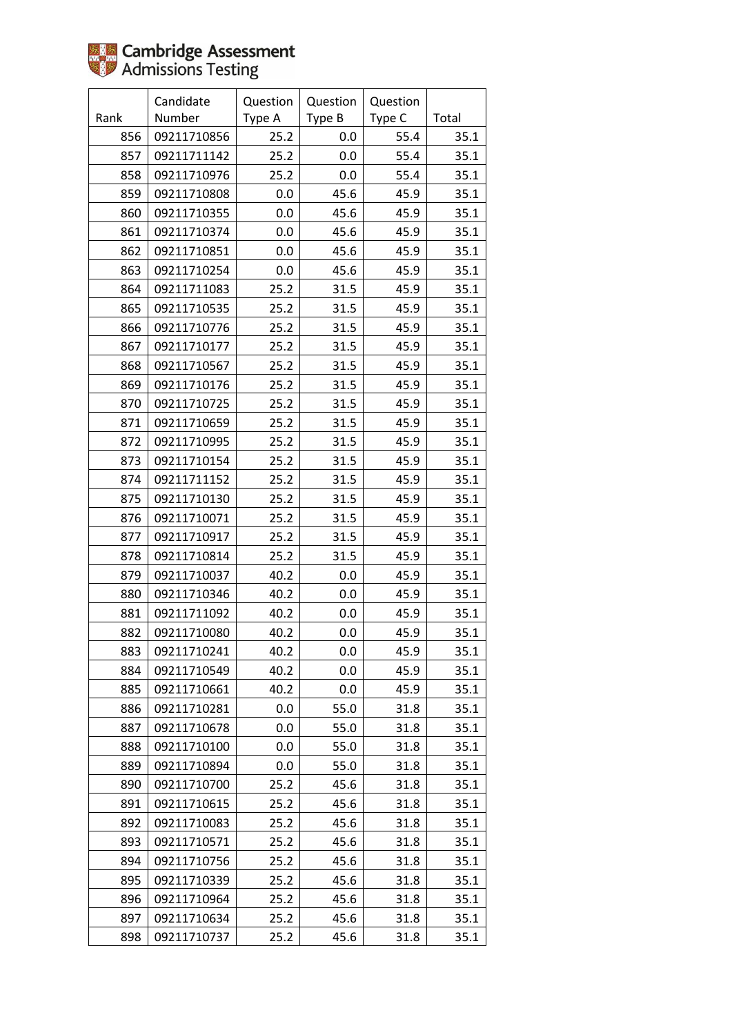| Rank | Candidate Number | Question Type A | Question Type B | Question Type C | Total |
|---|---|---|---|---|---|
| 856 | 09211710856 | 25.2 | 0.0 | 55.4 | 35.1 |
| 857 | 09211711142 | 25.2 | 0.0 | 55.4 | 35.1 |
| 858 | 09211710976 | 25.2 | 0.0 | 55.4 | 35.1 |
| 859 | 09211710808 | 0.0 | 45.6 | 45.9 | 35.1 |
| 860 | 09211710355 | 0.0 | 45.6 | 45.9 | 35.1 |
| 861 | 09211710374 | 0.0 | 45.6 | 45.9 | 35.1 |
| 862 | 09211710851 | 0.0 | 45.6 | 45.9 | 35.1 |
| 863 | 09211710254 | 0.0 | 45.6 | 45.9 | 35.1 |
| 864 | 09211711083 | 25.2 | 31.5 | 45.9 | 35.1 |
| 865 | 09211710535 | 25.2 | 31.5 | 45.9 | 35.1 |
| 866 | 09211710776 | 25.2 | 31.5 | 45.9 | 35.1 |
| 867 | 09211710177 | 25.2 | 31.5 | 45.9 | 35.1 |
| 868 | 09211710567 | 25.2 | 31.5 | 45.9 | 35.1 |
| 869 | 09211710176 | 25.2 | 31.5 | 45.9 | 35.1 |
| 870 | 09211710725 | 25.2 | 31.5 | 45.9 | 35.1 |
| 871 | 09211710659 | 25.2 | 31.5 | 45.9 | 35.1 |
| 872 | 09211710995 | 25.2 | 31.5 | 45.9 | 35.1 |
| 873 | 09211710154 | 25.2 | 31.5 | 45.9 | 35.1 |
| 874 | 09211711152 | 25.2 | 31.5 | 45.9 | 35.1 |
| 875 | 09211710130 | 25.2 | 31.5 | 45.9 | 35.1 |
| 876 | 09211710071 | 25.2 | 31.5 | 45.9 | 35.1 |
| 877 | 09211710917 | 25.2 | 31.5 | 45.9 | 35.1 |
| 878 | 09211710814 | 25.2 | 31.5 | 45.9 | 35.1 |
| 879 | 09211710037 | 40.2 | 0.0 | 45.9 | 35.1 |
| 880 | 09211710346 | 40.2 | 0.0 | 45.9 | 35.1 |
| 881 | 09211711092 | 40.2 | 0.0 | 45.9 | 35.1 |
| 882 | 09211710080 | 40.2 | 0.0 | 45.9 | 35.1 |
| 883 | 09211710241 | 40.2 | 0.0 | 45.9 | 35.1 |
| 884 | 09211710549 | 40.2 | 0.0 | 45.9 | 35.1 |
| 885 | 09211710661 | 40.2 | 0.0 | 45.9 | 35.1 |
| 886 | 09211710281 | 0.0 | 55.0 | 31.8 | 35.1 |
| 887 | 09211710678 | 0.0 | 55.0 | 31.8 | 35.1 |
| 888 | 09211710100 | 0.0 | 55.0 | 31.8 | 35.1 |
| 889 | 09211710894 | 0.0 | 55.0 | 31.8 | 35.1 |
| 890 | 09211710700 | 25.2 | 45.6 | 31.8 | 35.1 |
| 891 | 09211710615 | 25.2 | 45.6 | 31.8 | 35.1 |
| 892 | 09211710083 | 25.2 | 45.6 | 31.8 | 35.1 |
| 893 | 09211710571 | 25.2 | 45.6 | 31.8 | 35.1 |
| 894 | 09211710756 | 25.2 | 45.6 | 31.8 | 35.1 |
| 895 | 09211710339 | 25.2 | 45.6 | 31.8 | 35.1 |
| 896 | 09211710964 | 25.2 | 45.6 | 31.8 | 35.1 |
| 897 | 09211710634 | 25.2 | 45.6 | 31.8 | 35.1 |
| 898 | 09211710737 | 25.2 | 45.6 | 31.8 | 35.1 |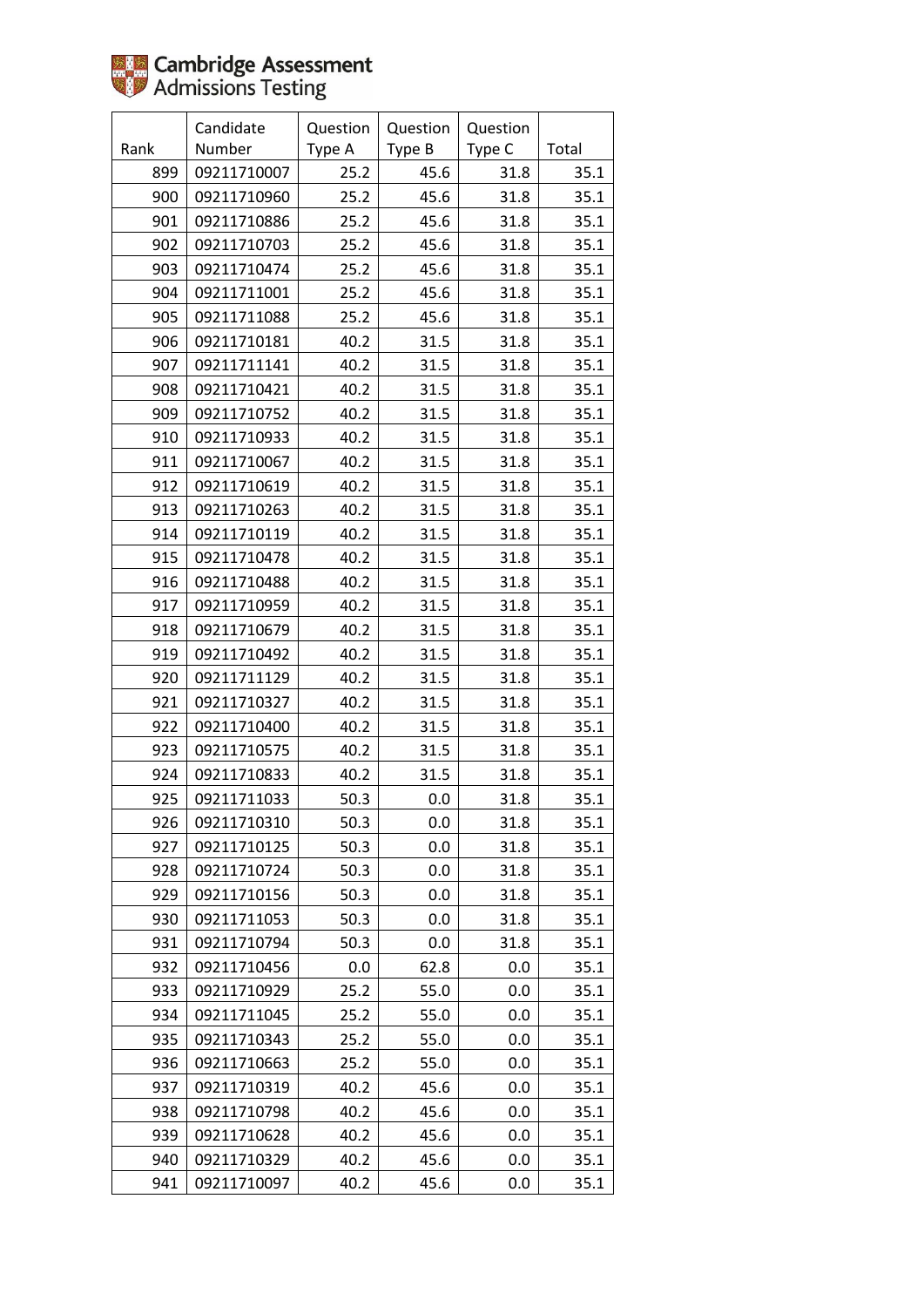Cambridge Assessment Admissions Testing

| Rank | Candidate Number | Question Type A | Question Type B | Question Type C | Total |
|---|---|---|---|---|---|
| 899 | 09211710007 | 25.2 | 45.6 | 31.8 | 35.1 |
| 900 | 09211710960 | 25.2 | 45.6 | 31.8 | 35.1 |
| 901 | 09211710886 | 25.2 | 45.6 | 31.8 | 35.1 |
| 902 | 09211710703 | 25.2 | 45.6 | 31.8 | 35.1 |
| 903 | 09211710474 | 25.2 | 45.6 | 31.8 | 35.1 |
| 904 | 09211711001 | 25.2 | 45.6 | 31.8 | 35.1 |
| 905 | 09211711088 | 25.2 | 45.6 | 31.8 | 35.1 |
| 906 | 09211710181 | 40.2 | 31.5 | 31.8 | 35.1 |
| 907 | 09211711141 | 40.2 | 31.5 | 31.8 | 35.1 |
| 908 | 09211710421 | 40.2 | 31.5 | 31.8 | 35.1 |
| 909 | 09211710752 | 40.2 | 31.5 | 31.8 | 35.1 |
| 910 | 09211710933 | 40.2 | 31.5 | 31.8 | 35.1 |
| 911 | 09211710067 | 40.2 | 31.5 | 31.8 | 35.1 |
| 912 | 09211710619 | 40.2 | 31.5 | 31.8 | 35.1 |
| 913 | 09211710263 | 40.2 | 31.5 | 31.8 | 35.1 |
| 914 | 09211710119 | 40.2 | 31.5 | 31.8 | 35.1 |
| 915 | 09211710478 | 40.2 | 31.5 | 31.8 | 35.1 |
| 916 | 09211710488 | 40.2 | 31.5 | 31.8 | 35.1 |
| 917 | 09211710959 | 40.2 | 31.5 | 31.8 | 35.1 |
| 918 | 09211710679 | 40.2 | 31.5 | 31.8 | 35.1 |
| 919 | 09211710492 | 40.2 | 31.5 | 31.8 | 35.1 |
| 920 | 09211711129 | 40.2 | 31.5 | 31.8 | 35.1 |
| 921 | 09211710327 | 40.2 | 31.5 | 31.8 | 35.1 |
| 922 | 09211710400 | 40.2 | 31.5 | 31.8 | 35.1 |
| 923 | 09211710575 | 40.2 | 31.5 | 31.8 | 35.1 |
| 924 | 09211710833 | 40.2 | 31.5 | 31.8 | 35.1 |
| 925 | 09211711033 | 50.3 | 0.0 | 31.8 | 35.1 |
| 926 | 09211710310 | 50.3 | 0.0 | 31.8 | 35.1 |
| 927 | 09211710125 | 50.3 | 0.0 | 31.8 | 35.1 |
| 928 | 09211710724 | 50.3 | 0.0 | 31.8 | 35.1 |
| 929 | 09211710156 | 50.3 | 0.0 | 31.8 | 35.1 |
| 930 | 09211711053 | 50.3 | 0.0 | 31.8 | 35.1 |
| 931 | 09211710794 | 50.3 | 0.0 | 31.8 | 35.1 |
| 932 | 09211710456 | 0.0 | 62.8 | 0.0 | 35.1 |
| 933 | 09211710929 | 25.2 | 55.0 | 0.0 | 35.1 |
| 934 | 09211711045 | 25.2 | 55.0 | 0.0 | 35.1 |
| 935 | 09211710343 | 25.2 | 55.0 | 0.0 | 35.1 |
| 936 | 09211710663 | 25.2 | 55.0 | 0.0 | 35.1 |
| 937 | 09211710319 | 40.2 | 45.6 | 0.0 | 35.1 |
| 938 | 09211710798 | 40.2 | 45.6 | 0.0 | 35.1 |
| 939 | 09211710628 | 40.2 | 45.6 | 0.0 | 35.1 |
| 940 | 09211710329 | 40.2 | 45.6 | 0.0 | 35.1 |
| 941 | 09211710097 | 40.2 | 45.6 | 0.0 | 35.1 |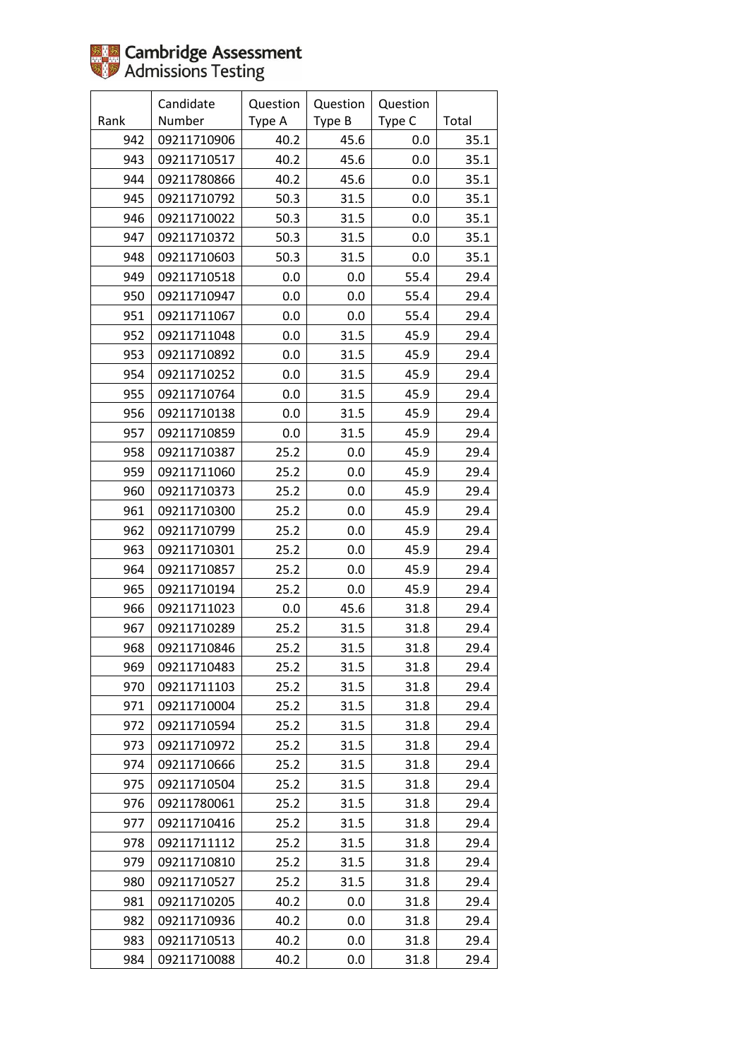Cambridge Assessment Admissions Testing

| Rank | Candidate Number | Question Type A | Question Type B | Question Type C | Total |
|---|---|---|---|---|---|
| 942 | 09211710906 | 40.2 | 45.6 | 0.0 | 35.1 |
| 943 | 09211710517 | 40.2 | 45.6 | 0.0 | 35.1 |
| 944 | 09211780866 | 40.2 | 45.6 | 0.0 | 35.1 |
| 945 | 09211710792 | 50.3 | 31.5 | 0.0 | 35.1 |
| 946 | 09211710022 | 50.3 | 31.5 | 0.0 | 35.1 |
| 947 | 09211710372 | 50.3 | 31.5 | 0.0 | 35.1 |
| 948 | 09211710603 | 50.3 | 31.5 | 0.0 | 35.1 |
| 949 | 09211710518 | 0.0 | 0.0 | 55.4 | 29.4 |
| 950 | 09211710947 | 0.0 | 0.0 | 55.4 | 29.4 |
| 951 | 09211711067 | 0.0 | 0.0 | 55.4 | 29.4 |
| 952 | 09211711048 | 0.0 | 31.5 | 45.9 | 29.4 |
| 953 | 09211710892 | 0.0 | 31.5 | 45.9 | 29.4 |
| 954 | 09211710252 | 0.0 | 31.5 | 45.9 | 29.4 |
| 955 | 09211710764 | 0.0 | 31.5 | 45.9 | 29.4 |
| 956 | 09211710138 | 0.0 | 31.5 | 45.9 | 29.4 |
| 957 | 09211710859 | 0.0 | 31.5 | 45.9 | 29.4 |
| 958 | 09211710387 | 25.2 | 0.0 | 45.9 | 29.4 |
| 959 | 09211711060 | 25.2 | 0.0 | 45.9 | 29.4 |
| 960 | 09211710373 | 25.2 | 0.0 | 45.9 | 29.4 |
| 961 | 09211710300 | 25.2 | 0.0 | 45.9 | 29.4 |
| 962 | 09211710799 | 25.2 | 0.0 | 45.9 | 29.4 |
| 963 | 09211710301 | 25.2 | 0.0 | 45.9 | 29.4 |
| 964 | 09211710857 | 25.2 | 0.0 | 45.9 | 29.4 |
| 965 | 09211710194 | 25.2 | 0.0 | 45.9 | 29.4 |
| 966 | 09211711023 | 0.0 | 45.6 | 31.8 | 29.4 |
| 967 | 09211710289 | 25.2 | 31.5 | 31.8 | 29.4 |
| 968 | 09211710846 | 25.2 | 31.5 | 31.8 | 29.4 |
| 969 | 09211710483 | 25.2 | 31.5 | 31.8 | 29.4 |
| 970 | 09211711103 | 25.2 | 31.5 | 31.8 | 29.4 |
| 971 | 09211710004 | 25.2 | 31.5 | 31.8 | 29.4 |
| 972 | 09211710594 | 25.2 | 31.5 | 31.8 | 29.4 |
| 973 | 09211710972 | 25.2 | 31.5 | 31.8 | 29.4 |
| 974 | 09211710666 | 25.2 | 31.5 | 31.8 | 29.4 |
| 975 | 09211710504 | 25.2 | 31.5 | 31.8 | 29.4 |
| 976 | 09211780061 | 25.2 | 31.5 | 31.8 | 29.4 |
| 977 | 09211710416 | 25.2 | 31.5 | 31.8 | 29.4 |
| 978 | 09211711112 | 25.2 | 31.5 | 31.8 | 29.4 |
| 979 | 09211710810 | 25.2 | 31.5 | 31.8 | 29.4 |
| 980 | 09211710527 | 25.2 | 31.5 | 31.8 | 29.4 |
| 981 | 09211710205 | 40.2 | 0.0 | 31.8 | 29.4 |
| 982 | 09211710936 | 40.2 | 0.0 | 31.8 | 29.4 |
| 983 | 09211710513 | 40.2 | 0.0 | 31.8 | 29.4 |
| 984 | 09211710088 | 40.2 | 0.0 | 31.8 | 29.4 |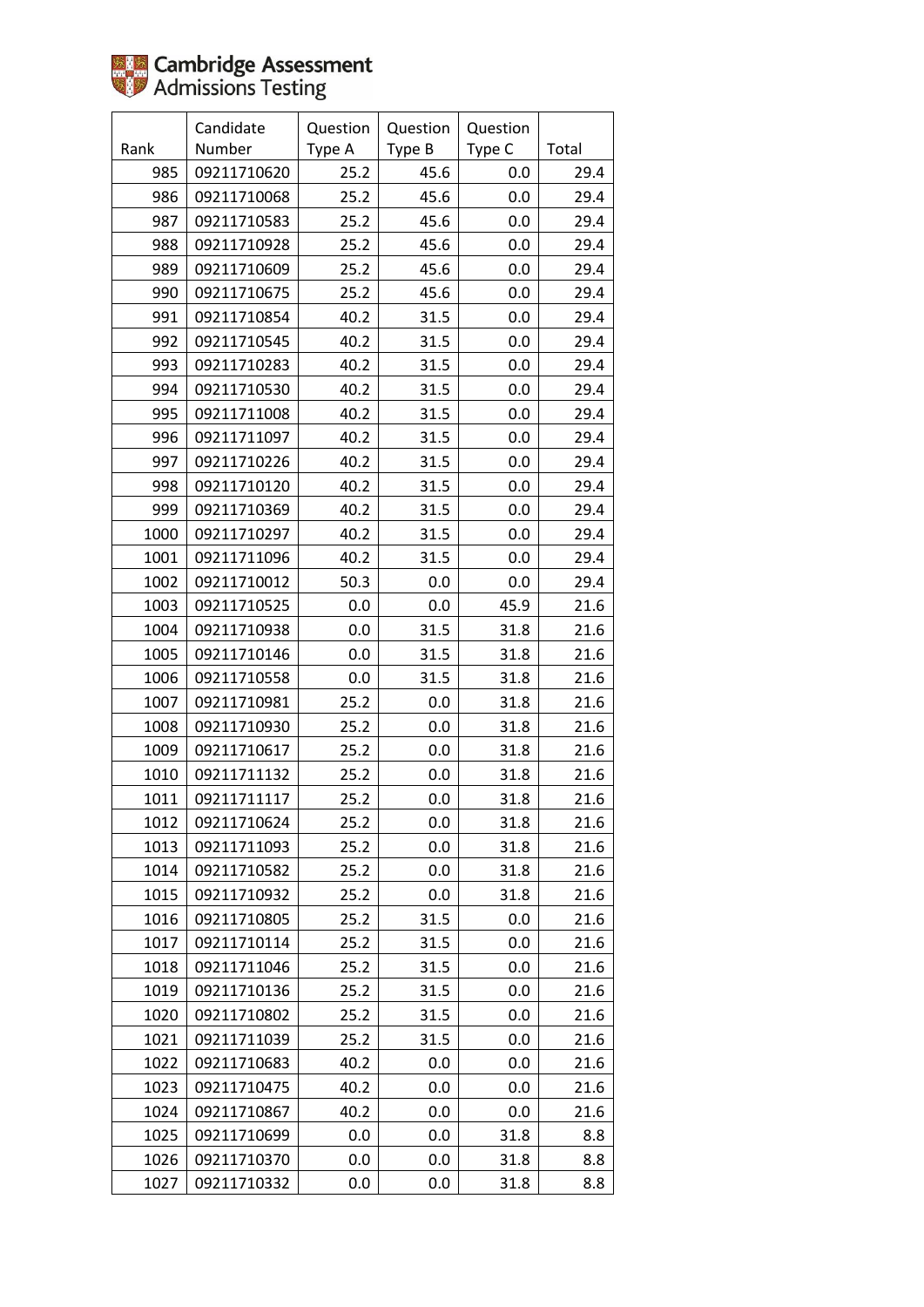Cambridge Assessment Admissions Testing

| Rank | Candidate Number | Question Type A | Question Type B | Question Type C | Total |
|---|---|---|---|---|---|
| 985 | 09211710620 | 25.2 | 45.6 | 0.0 | 29.4 |
| 986 | 09211710068 | 25.2 | 45.6 | 0.0 | 29.4 |
| 987 | 09211710583 | 25.2 | 45.6 | 0.0 | 29.4 |
| 988 | 09211710928 | 25.2 | 45.6 | 0.0 | 29.4 |
| 989 | 09211710609 | 25.2 | 45.6 | 0.0 | 29.4 |
| 990 | 09211710675 | 25.2 | 45.6 | 0.0 | 29.4 |
| 991 | 09211710854 | 40.2 | 31.5 | 0.0 | 29.4 |
| 992 | 09211710545 | 40.2 | 31.5 | 0.0 | 29.4 |
| 993 | 09211710283 | 40.2 | 31.5 | 0.0 | 29.4 |
| 994 | 09211710530 | 40.2 | 31.5 | 0.0 | 29.4 |
| 995 | 09211711008 | 40.2 | 31.5 | 0.0 | 29.4 |
| 996 | 09211711097 | 40.2 | 31.5 | 0.0 | 29.4 |
| 997 | 09211710226 | 40.2 | 31.5 | 0.0 | 29.4 |
| 998 | 09211710120 | 40.2 | 31.5 | 0.0 | 29.4 |
| 999 | 09211710369 | 40.2 | 31.5 | 0.0 | 29.4 |
| 1000 | 09211710297 | 40.2 | 31.5 | 0.0 | 29.4 |
| 1001 | 09211711096 | 40.2 | 31.5 | 0.0 | 29.4 |
| 1002 | 09211710012 | 50.3 | 0.0 | 0.0 | 29.4 |
| 1003 | 09211710525 | 0.0 | 0.0 | 45.9 | 21.6 |
| 1004 | 09211710938 | 0.0 | 31.5 | 31.8 | 21.6 |
| 1005 | 09211710146 | 0.0 | 31.5 | 31.8 | 21.6 |
| 1006 | 09211710558 | 0.0 | 31.5 | 31.8 | 21.6 |
| 1007 | 09211710981 | 25.2 | 0.0 | 31.8 | 21.6 |
| 1008 | 09211710930 | 25.2 | 0.0 | 31.8 | 21.6 |
| 1009 | 09211710617 | 25.2 | 0.0 | 31.8 | 21.6 |
| 1010 | 09211711132 | 25.2 | 0.0 | 31.8 | 21.6 |
| 1011 | 09211711117 | 25.2 | 0.0 | 31.8 | 21.6 |
| 1012 | 09211710624 | 25.2 | 0.0 | 31.8 | 21.6 |
| 1013 | 09211711093 | 25.2 | 0.0 | 31.8 | 21.6 |
| 1014 | 09211710582 | 25.2 | 0.0 | 31.8 | 21.6 |
| 1015 | 09211710932 | 25.2 | 0.0 | 31.8 | 21.6 |
| 1016 | 09211710805 | 25.2 | 31.5 | 0.0 | 21.6 |
| 1017 | 09211710114 | 25.2 | 31.5 | 0.0 | 21.6 |
| 1018 | 09211711046 | 25.2 | 31.5 | 0.0 | 21.6 |
| 1019 | 09211710136 | 25.2 | 31.5 | 0.0 | 21.6 |
| 1020 | 09211710802 | 25.2 | 31.5 | 0.0 | 21.6 |
| 1021 | 09211711039 | 25.2 | 31.5 | 0.0 | 21.6 |
| 1022 | 09211710683 | 40.2 | 0.0 | 0.0 | 21.6 |
| 1023 | 09211710475 | 40.2 | 0.0 | 0.0 | 21.6 |
| 1024 | 09211710867 | 40.2 | 0.0 | 0.0 | 21.6 |
| 1025 | 09211710699 | 0.0 | 0.0 | 31.8 | 8.8 |
| 1026 | 09211710370 | 0.0 | 0.0 | 31.8 | 8.8 |
| 1027 | 09211710332 | 0.0 | 0.0 | 31.8 | 8.8 |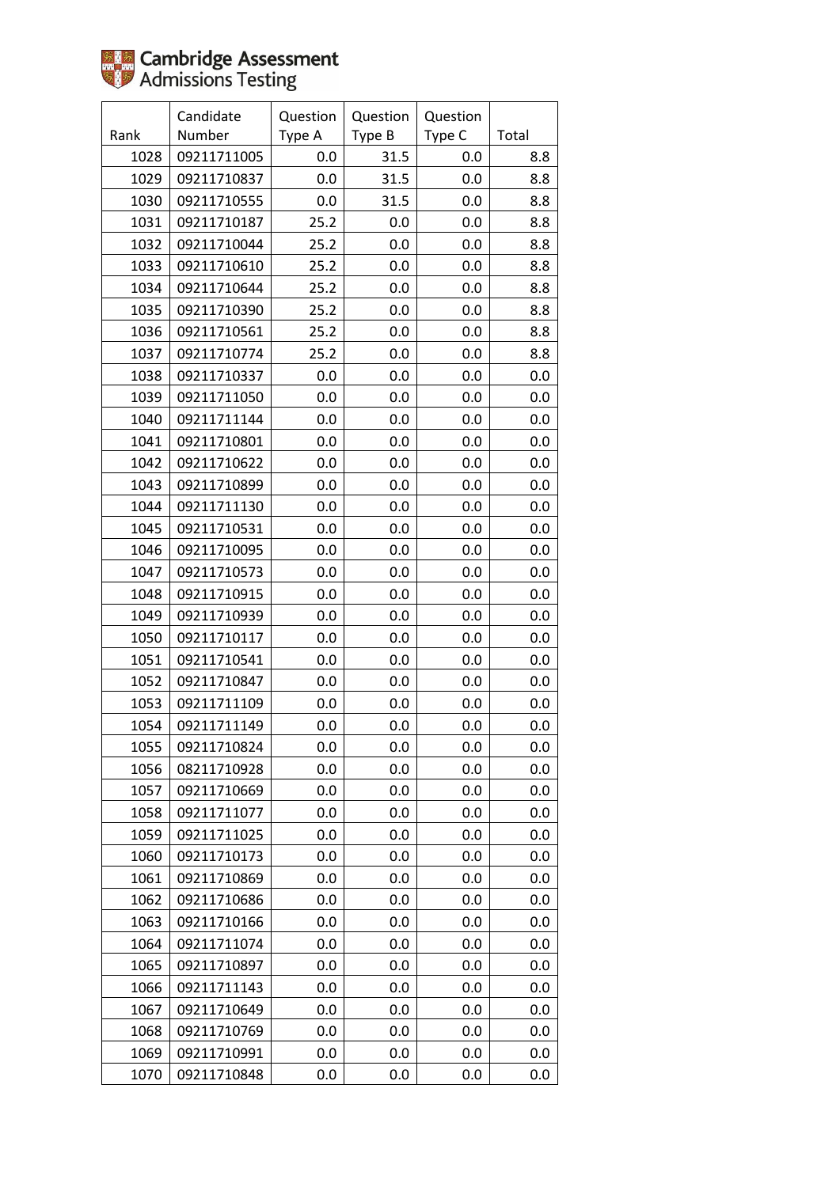Cambridge Assessment
Admissions Testing

| Rank | Candidate Number | Question Type A | Question Type B | Question Type C | Total |
|---|---|---|---|---|---|
| 1028 | 09211711005 | 0.0 | 31.5 | 0.0 | 8.8 |
| 1029 | 09211710837 | 0.0 | 31.5 | 0.0 | 8.8 |
| 1030 | 09211710555 | 0.0 | 31.5 | 0.0 | 8.8 |
| 1031 | 09211710187 | 25.2 | 0.0 | 0.0 | 8.8 |
| 1032 | 09211710044 | 25.2 | 0.0 | 0.0 | 8.8 |
| 1033 | 09211710610 | 25.2 | 0.0 | 0.0 | 8.8 |
| 1034 | 09211710644 | 25.2 | 0.0 | 0.0 | 8.8 |
| 1035 | 09211710390 | 25.2 | 0.0 | 0.0 | 8.8 |
| 1036 | 09211710561 | 25.2 | 0.0 | 0.0 | 8.8 |
| 1037 | 09211710774 | 25.2 | 0.0 | 0.0 | 8.8 |
| 1038 | 09211710337 | 0.0 | 0.0 | 0.0 | 0.0 |
| 1039 | 09211711050 | 0.0 | 0.0 | 0.0 | 0.0 |
| 1040 | 09211711144 | 0.0 | 0.0 | 0.0 | 0.0 |
| 1041 | 09211710801 | 0.0 | 0.0 | 0.0 | 0.0 |
| 1042 | 09211710622 | 0.0 | 0.0 | 0.0 | 0.0 |
| 1043 | 09211710899 | 0.0 | 0.0 | 0.0 | 0.0 |
| 1044 | 09211711130 | 0.0 | 0.0 | 0.0 | 0.0 |
| 1045 | 09211710531 | 0.0 | 0.0 | 0.0 | 0.0 |
| 1046 | 09211710095 | 0.0 | 0.0 | 0.0 | 0.0 |
| 1047 | 09211710573 | 0.0 | 0.0 | 0.0 | 0.0 |
| 1048 | 09211710915 | 0.0 | 0.0 | 0.0 | 0.0 |
| 1049 | 09211710939 | 0.0 | 0.0 | 0.0 | 0.0 |
| 1050 | 09211710117 | 0.0 | 0.0 | 0.0 | 0.0 |
| 1051 | 09211710541 | 0.0 | 0.0 | 0.0 | 0.0 |
| 1052 | 09211710847 | 0.0 | 0.0 | 0.0 | 0.0 |
| 1053 | 09211711109 | 0.0 | 0.0 | 0.0 | 0.0 |
| 1054 | 09211711149 | 0.0 | 0.0 | 0.0 | 0.0 |
| 1055 | 09211710824 | 0.0 | 0.0 | 0.0 | 0.0 |
| 1056 | 08211710928 | 0.0 | 0.0 | 0.0 | 0.0 |
| 1057 | 09211710669 | 0.0 | 0.0 | 0.0 | 0.0 |
| 1058 | 09211711077 | 0.0 | 0.0 | 0.0 | 0.0 |
| 1059 | 09211711025 | 0.0 | 0.0 | 0.0 | 0.0 |
| 1060 | 09211710173 | 0.0 | 0.0 | 0.0 | 0.0 |
| 1061 | 09211710869 | 0.0 | 0.0 | 0.0 | 0.0 |
| 1062 | 09211710686 | 0.0 | 0.0 | 0.0 | 0.0 |
| 1063 | 09211710166 | 0.0 | 0.0 | 0.0 | 0.0 |
| 1064 | 09211711074 | 0.0 | 0.0 | 0.0 | 0.0 |
| 1065 | 09211710897 | 0.0 | 0.0 | 0.0 | 0.0 |
| 1066 | 09211711143 | 0.0 | 0.0 | 0.0 | 0.0 |
| 1067 | 09211710649 | 0.0 | 0.0 | 0.0 | 0.0 |
| 1068 | 09211710769 | 0.0 | 0.0 | 0.0 | 0.0 |
| 1069 | 09211710991 | 0.0 | 0.0 | 0.0 | 0.0 |
| 1070 | 09211710848 | 0.0 | 0.0 | 0.0 | 0.0 |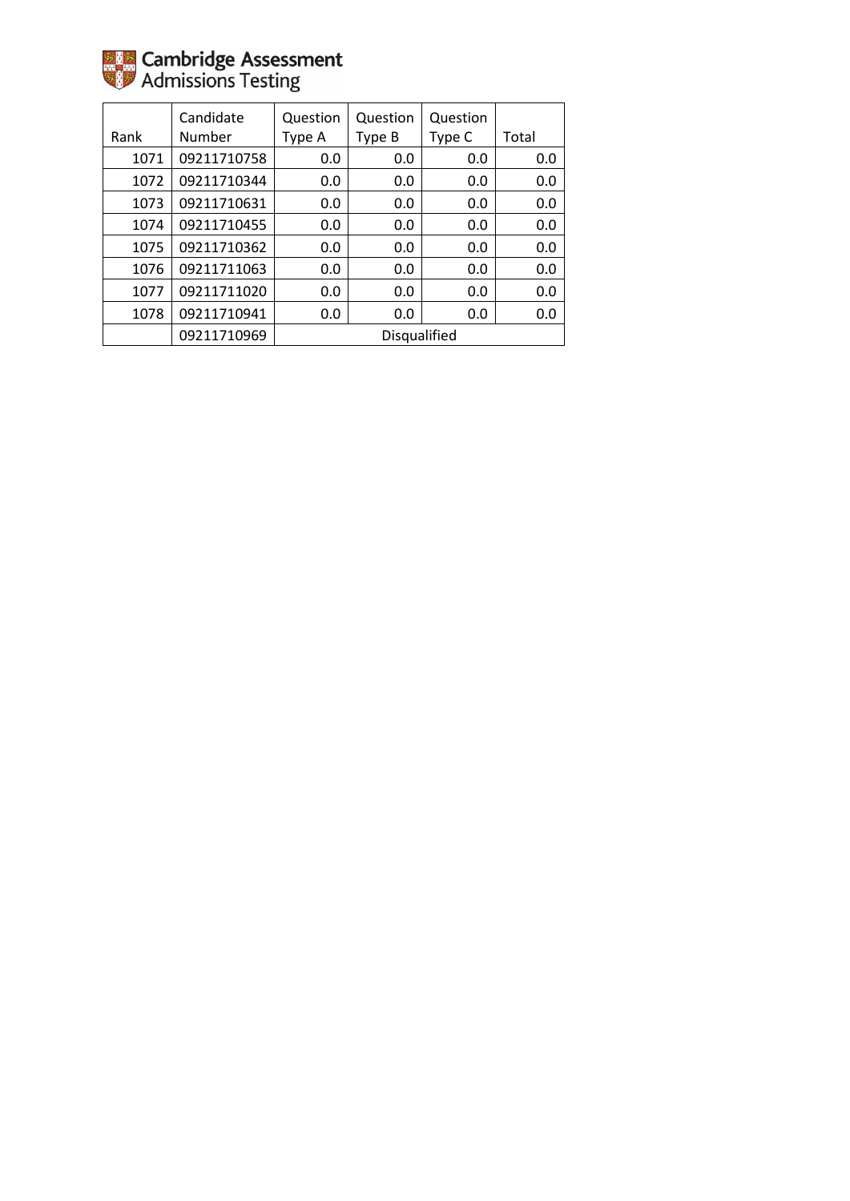Cambridge Assessment Admissions Testing

| Rank | Candidate Number | Question Type A | Question Type B | Question Type C | Total |
|---|---|---|---|---|---|
| 1071 | 09211710758 | 0.0 | 0.0 | 0.0 | 0.0 |
| 1072 | 09211710344 | 0.0 | 0.0 | 0.0 | 0.0 |
| 1073 | 09211710631 | 0.0 | 0.0 | 0.0 | 0.0 |
| 1074 | 09211710455 | 0.0 | 0.0 | 0.0 | 0.0 |
| 1075 | 09211710362 | 0.0 | 0.0 | 0.0 | 0.0 |
| 1076 | 09211711063 | 0.0 | 0.0 | 0.0 | 0.0 |
| 1077 | 09211711020 | 0.0 | 0.0 | 0.0 | 0.0 |
| 1078 | 09211710941 | 0.0 | 0.0 | 0.0 | 0.0 |
| | 09211710969 | Disqualified | | | |